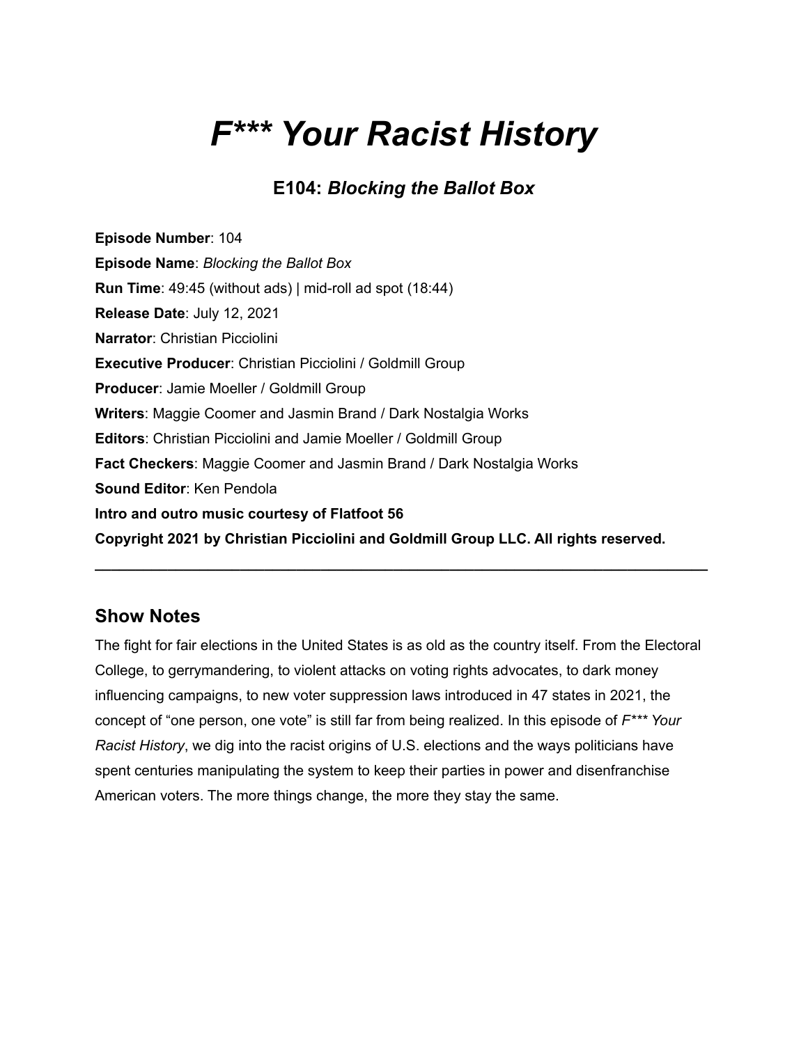# *F*** Your Racist History*

### E104: *Blocking the Ballot Box*

**Episode Number**: 104
**Episode Name**: *Blocking the Ballot Box*
**Run Time**: 49:45 (without ads) | mid-roll ad spot (18:44)
**Release Date**: July 12, 2021
**Narrator**: Christian Picciolini
**Executive Producer**: Christian Picciolini / Goldmill Group
**Producer**: Jamie Moeller / Goldmill Group
**Writers**: Maggie Coomer and Jasmin Brand / Dark Nostalgia Works
**Editors**: Christian Picciolini and Jamie Moeller / Goldmill Group
**Fact Checkers**: Maggie Coomer and Jasmin Brand / Dark Nostalgia Works
**Sound Editor**: Ken Pendola
**Intro and outro music courtesy of Flatfoot 56**
**Copyright 2021 by Christian Picciolini and Goldmill Group LLC. All rights reserved.**

---

## Show Notes

The fight for fair elections in the United States is as old as the country itself. From the Electoral College, to gerrymandering, to violent attacks on voting rights advocates, to dark money influencing campaigns, to new voter suppression laws introduced in 47 states in 2021, the concept of "one person, one vote" is still far from being realized. In this episode of *F*** Your Racist History*, we dig into the racist origins of U.S. elections and the ways politicians have spent centuries manipulating the system to keep their parties in power and disenfranchise American voters. The more things change, the more they stay the same.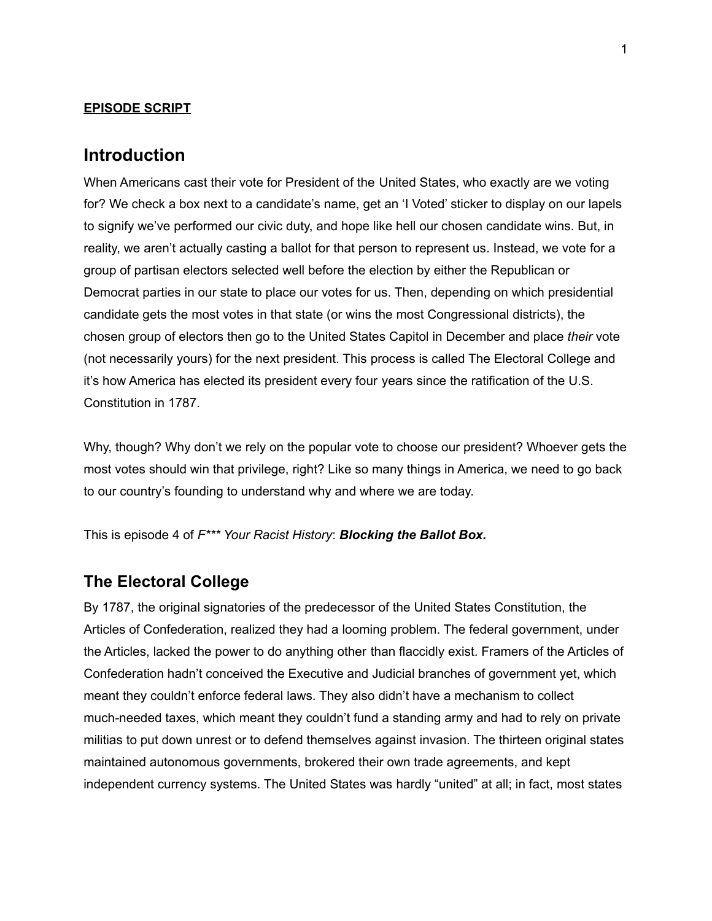**EPISODE SCRIPT**

## Introduction

When Americans cast their vote for President of the United States, who exactly are we voting for? We check a box next to a candidate's name, get an 'I Voted' sticker to display on our lapels to signify we've performed our civic duty, and hope like hell our chosen candidate wins. But, in reality, we aren't actually casting a ballot for that person to represent us. Instead, we vote for a group of partisan electors selected well before the election by either the Republican or Democrat parties in our state to place our votes for us. Then, depending on which presidential candidate gets the most votes in that state (or wins the most Congressional districts), the chosen group of electors then go to the United States Capitol in December and place *their* vote (not necessarily yours) for the next president. This process is called The Electoral College and it's how America has elected its president every four years since the ratification of the U.S. Constitution in 1787.

Why, though? Why don't we rely on the popular vote to choose our president? Whoever gets the most votes should win that privilege, right? Like so many things in America, we need to go back to our country's founding to understand why and where we are today.

This is episode 4 of *F*** Your Racist History*: ***Blocking the Ballot Box.***

## The Electoral College

By 1787, the original signatories of the predecessor of the United States Constitution, the Articles of Confederation, realized they had a looming problem. The federal government, under the Articles, lacked the power to do anything other than flaccidly exist. Framers of the Articles of Confederation hadn't conceived the Executive and Judicial branches of government yet, which meant they couldn't enforce federal laws. They also didn't have a mechanism to collect much-needed taxes, which meant they couldn't fund a standing army and had to rely on private militias to put down unrest or to defend themselves against invasion. The thirteen original states maintained autonomous governments, brokered their own trade agreements, and kept independent currency systems. The United States was hardly "united" at all; in fact, most states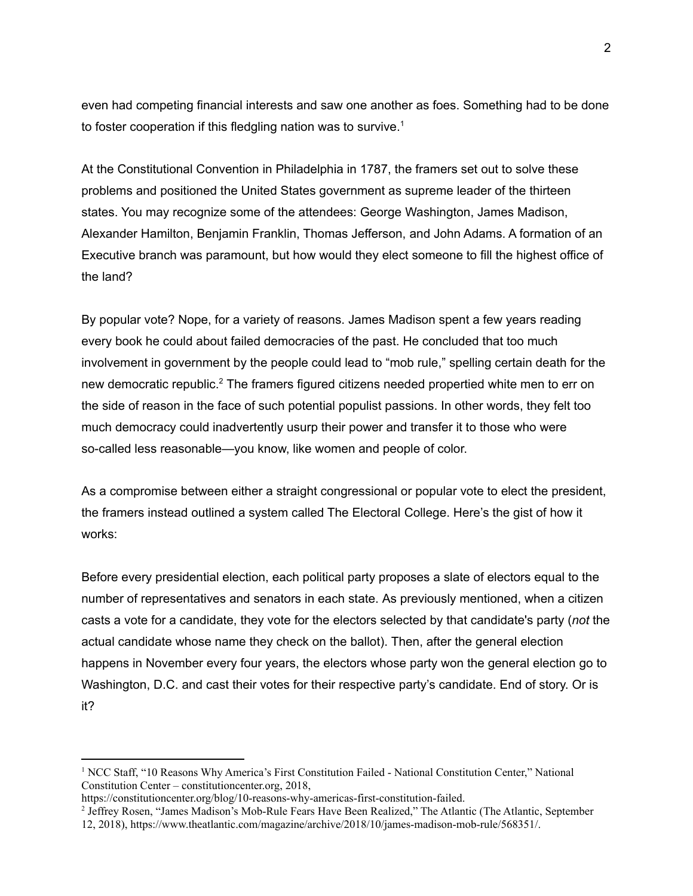even had competing financial interests and saw one another as foes. Something had to be done to foster cooperation if this fledgling nation was to survive.[1]

At the Constitutional Convention in Philadelphia in 1787, the framers set out to solve these problems and positioned the United States government as supreme leader of the thirteen states. You may recognize some of the attendees: George Washington, James Madison, Alexander Hamilton, Benjamin Franklin, Thomas Jefferson, and John Adams. A formation of an Executive branch was paramount, but how would they elect someone to fill the highest office of the land?

By popular vote? Nope, for a variety of reasons. James Madison spent a few years reading every book he could about failed democracies of the past. He concluded that too much involvement in government by the people could lead to "mob rule," spelling certain death for the new democratic republic.[2] The framers figured citizens needed propertied white men to err on the side of reason in the face of such potential populist passions. In other words, they felt too much democracy could inadvertently usurp their power and transfer it to those who were so-called less reasonable—you know, like women and people of color.

As a compromise between either a straight congressional or popular vote to elect the president, the framers instead outlined a system called The Electoral College. Here's the gist of how it works:

Before every presidential election, each political party proposes a slate of electors equal to the number of representatives and senators in each state. As previously mentioned, when a citizen casts a vote for a candidate, they vote for the electors selected by that candidate's party (*not* the actual candidate whose name they check on the ballot). Then, after the general election happens in November every four years, the electors whose party won the general election go to Washington, D.C. and cast their votes for their respective party's candidate. End of story. Or is it?

---

[1] NCC Staff, "10 Reasons Why America's First Constitution Failed - National Constitution Center," National Constitution Center – constitutioncenter.org, 2018, https://constitutioncenter.org/blog/10-reasons-why-americas-first-constitution-failed.

[2] Jeffrey Rosen, "James Madison's Mob-Rule Fears Have Been Realized," The Atlantic (The Atlantic, September 12, 2018), https://www.theatlantic.com/magazine/archive/2018/10/james-madison-mob-rule/568351/.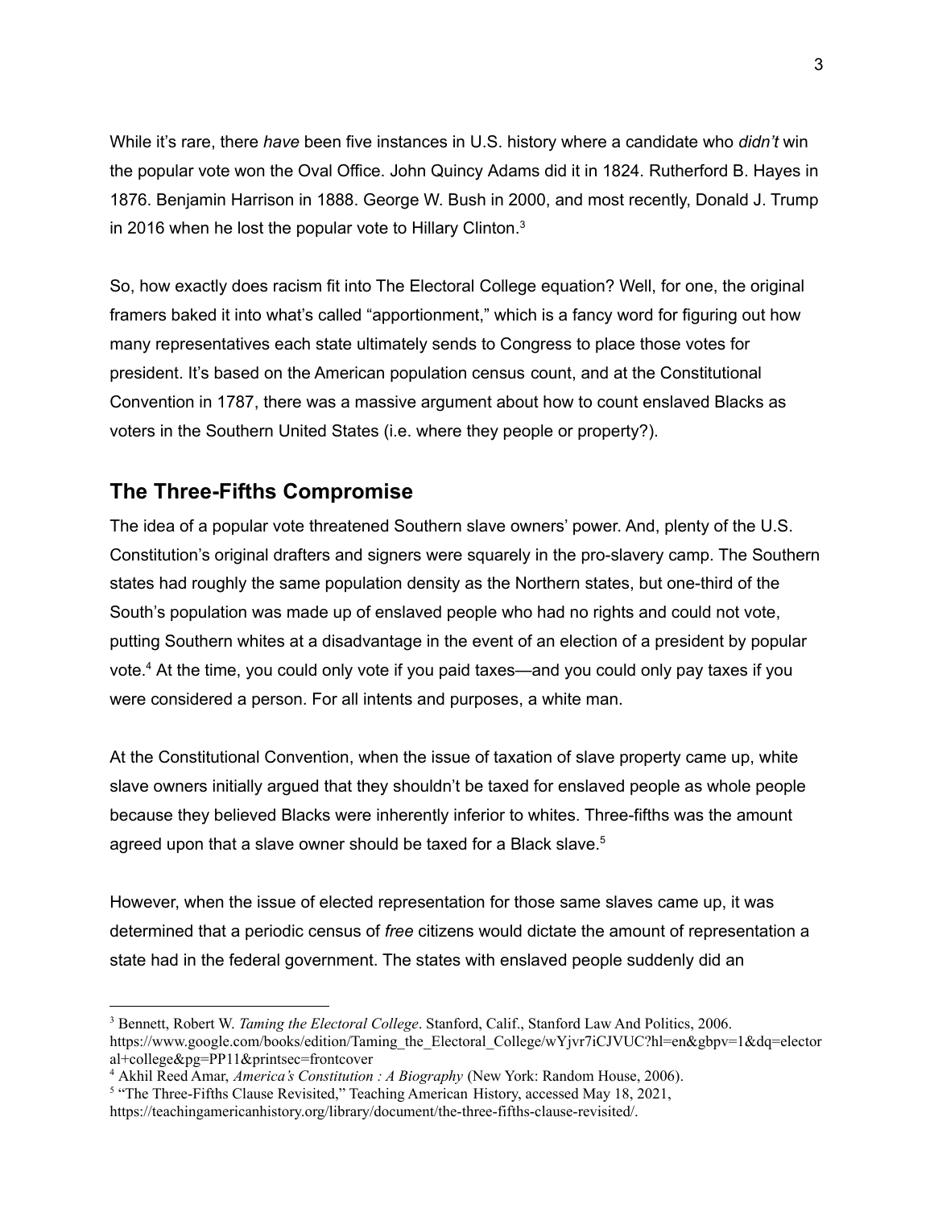While it's rare, there *have* been five instances in U.S. history where a candidate who *didn't* win the popular vote won the Oval Office. John Quincy Adams did it in 1824. Rutherford B. Hayes in 1876. Benjamin Harrison in 1888. George W. Bush in 2000, and most recently, Donald J. Trump in 2016 when he lost the popular vote to Hillary Clinton.[3]

So, how exactly does racism fit into The Electoral College equation? Well, for one, the original framers baked it into what's called "apportionment," which is a fancy word for figuring out how many representatives each state ultimately sends to Congress to place those votes for president. It's based on the American population census count, and at the Constitutional Convention in 1787, there was a massive argument about how to count enslaved Blacks as voters in the Southern United States (i.e. where they people or property?).

## The Three-Fifths Compromise

The idea of a popular vote threatened Southern slave owners' power. And, plenty of the U.S. Constitution's original drafters and signers were squarely in the pro-slavery camp. The Southern states had roughly the same population density as the Northern states, but one-third of the South's population was made up of enslaved people who had no rights and could not vote, putting Southern whites at a disadvantage in the event of an election of a president by popular vote.[4] At the time, you could only vote if you paid taxes—and you could only pay taxes if you were considered a person. For all intents and purposes, a white man.

At the Constitutional Convention, when the issue of taxation of slave property came up, white slave owners initially argued that they shouldn't be taxed for enslaved people as whole people because they believed Blacks were inherently inferior to whites. Three-fifths was the amount agreed upon that a slave owner should be taxed for a Black slave.[5]

However, when the issue of elected representation for those same slaves came up, it was determined that a periodic census of *free* citizens would dictate the amount of representation a state had in the federal government. The states with enslaved people suddenly did an

---

[3] Bennett, Robert W. *Taming the Electoral College*. Stanford, Calif., Stanford Law And Politics, 2006. https://www.google.com/books/edition/Taming_the_Electoral_College/wYjvr7iCJVUC?hl=en&gbpv=1&dq=electoral+college&pg=PP11&printsec=frontcover

[4] Akhil Reed Amar, *America's Constitution : A Biography* (New York: Random House, 2006).

[5] "The Three-Fifths Clause Revisited," Teaching American History, accessed May 18, 2021, https://teachingamericanhistory.org/library/document/the-three-fifths-clause-revisited/.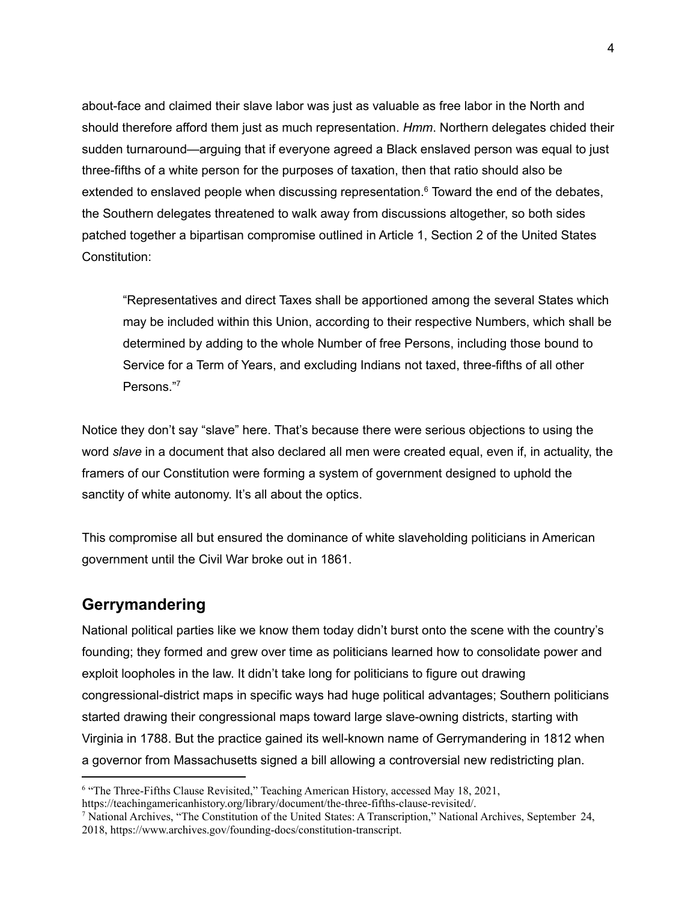about-face and claimed their slave labor was just as valuable as free labor in the North and should therefore afford them just as much representation. *Hmm*. Northern delegates chided their sudden turnaround—arguing that if everyone agreed a Black enslaved person was equal to just three-fifths of a white person for the purposes of taxation, then that ratio should also be extended to enslaved people when discussing representation.[6] Toward the end of the debates, the Southern delegates threatened to walk away from discussions altogether, so both sides patched together a bipartisan compromise outlined in Article 1, Section 2 of the United States Constitution:

> "Representatives and direct Taxes shall be apportioned among the several States which may be included within this Union, according to their respective Numbers, which shall be determined by adding to the whole Number of free Persons, including those bound to Service for a Term of Years, and excluding Indians not taxed, three-fifths of all other Persons."[7]

Notice they don't say "slave" here. That's because there were serious objections to using the word *slave* in a document that also declared all men were created equal, even if, in actuality, the framers of our Constitution were forming a system of government designed to uphold the sanctity of white autonomy. It's all about the optics.

This compromise all but ensured the dominance of white slaveholding politicians in American government until the Civil War broke out in 1861.

## Gerrymandering

National political parties like we know them today didn't burst onto the scene with the country's founding; they formed and grew over time as politicians learned how to consolidate power and exploit loopholes in the law. It didn't take long for politicians to figure out drawing congressional-district maps in specific ways had huge political advantages; Southern politicians started drawing their congressional maps toward large slave-owning districts, starting with Virginia in 1788. But the practice gained its well-known name of Gerrymandering in 1812 when a governor from Massachusetts signed a bill allowing a controversial new redistricting plan.

---

[6] "The Three-Fifths Clause Revisited," Teaching American History, accessed May 18, 2021, https://teachingamericanhistory.org/library/document/the-three-fifths-clause-revisited/.

[7] National Archives, "The Constitution of the United States: A Transcription," National Archives, September 24, 2018, https://www.archives.gov/founding-docs/constitution-transcript.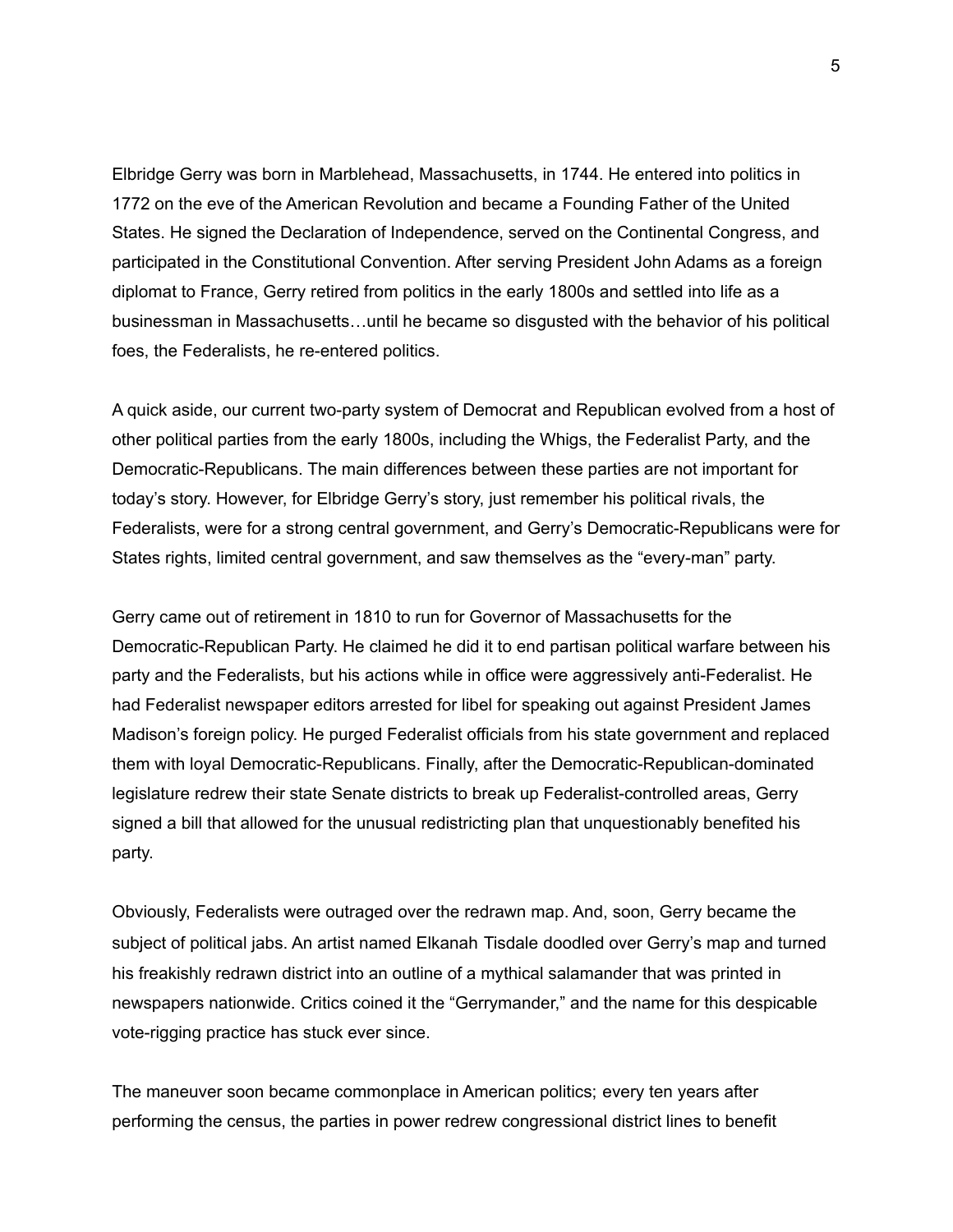Elbridge Gerry was born in Marblehead, Massachusetts, in 1744. He entered into politics in 1772 on the eve of the American Revolution and became a Founding Father of the United States. He signed the Declaration of Independence, served on the Continental Congress, and participated in the Constitutional Convention. After serving President John Adams as a foreign diplomat to France, Gerry retired from politics in the early 1800s and settled into life as a businessman in Massachusetts…until he became so disgusted with the behavior of his political foes, the Federalists, he re-entered politics.

A quick aside, our current two-party system of Democrat and Republican evolved from a host of other political parties from the early 1800s, including the Whigs, the Federalist Party, and the Democratic-Republicans. The main differences between these parties are not important for today's story. However, for Elbridge Gerry's story, just remember his political rivals, the Federalists, were for a strong central government, and Gerry's Democratic-Republicans were for States rights, limited central government, and saw themselves as the "every-man" party.

Gerry came out of retirement in 1810 to run for Governor of Massachusetts for the Democratic-Republican Party. He claimed he did it to end partisan political warfare between his party and the Federalists, but his actions while in office were aggressively anti-Federalist. He had Federalist newspaper editors arrested for libel for speaking out against President James Madison's foreign policy. He purged Federalist officials from his state government and replaced them with loyal Democratic-Republicans. Finally, after the Democratic-Republican-dominated legislature redrew their state Senate districts to break up Federalist-controlled areas, Gerry signed a bill that allowed for the unusual redistricting plan that unquestionably benefited his party.

Obviously, Federalists were outraged over the redrawn map. And, soon, Gerry became the subject of political jabs. An artist named Elkanah Tisdale doodled over Gerry's map and turned his freakishly redrawn district into an outline of a mythical salamander that was printed in newspapers nationwide. Critics coined it the "Gerrymander," and the name for this despicable vote-rigging practice has stuck ever since.

The maneuver soon became commonplace in American politics; every ten years after performing the census, the parties in power redrew congressional district lines to benefit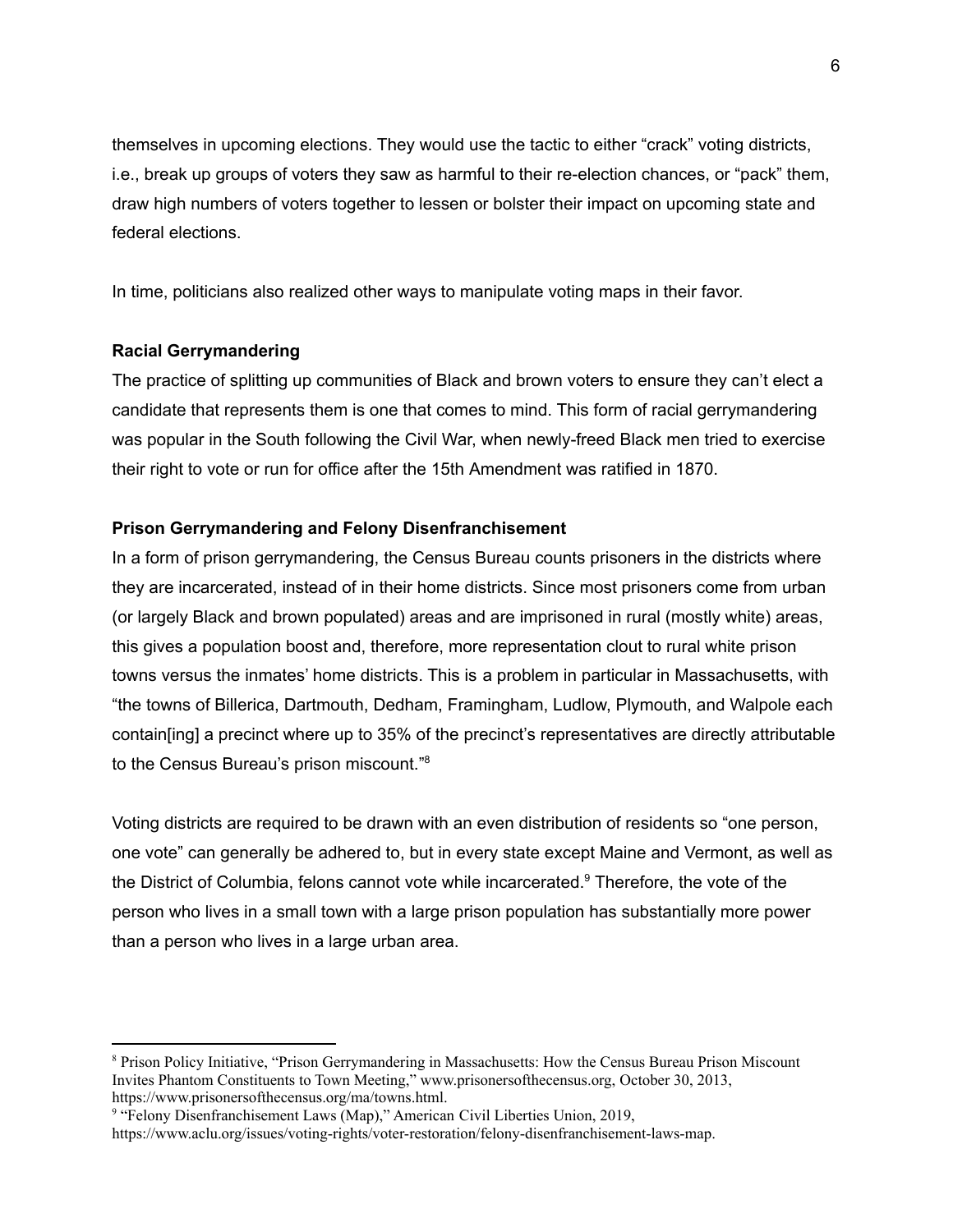themselves in upcoming elections. They would use the tactic to either "crack" voting districts, i.e., break up groups of voters they saw as harmful to their re-election chances, or "pack" them, draw high numbers of voters together to lessen or bolster their impact on upcoming state and federal elections.

In time, politicians also realized other ways to manipulate voting maps in their favor.

**Racial Gerrymandering**

The practice of splitting up communities of Black and brown voters to ensure they can't elect a candidate that represents them is one that comes to mind. This form of racial gerrymandering was popular in the South following the Civil War, when newly-freed Black men tried to exercise their right to vote or run for office after the 15th Amendment was ratified in 1870.

**Prison Gerrymandering and Felony Disenfranchisement**

In a form of prison gerrymandering, the Census Bureau counts prisoners in the districts where they are incarcerated, instead of in their home districts. Since most prisoners come from urban (or largely Black and brown populated) areas and are imprisoned in rural (mostly white) areas, this gives a population boost and, therefore, more representation clout to rural white prison towns versus the inmates' home districts. This is a problem in particular in Massachusetts, with "the towns of Billerica, Dartmouth, Dedham, Framingham, Ludlow, Plymouth, and Walpole each contain[ing] a precinct where up to 35% of the precinct's representatives are directly attributable to the Census Bureau's prison miscount."[8]

Voting districts are required to be drawn with an even distribution of residents so "one person, one vote" can generally be adhered to, but in every state except Maine and Vermont, as well as the District of Columbia, felons cannot vote while incarcerated.[9] Therefore, the vote of the person who lives in a small town with a large prison population has substantially more power than a person who lives in a large urban area.

---

[8] Prison Policy Initiative, "Prison Gerrymandering in Massachusetts: How the Census Bureau Prison Miscount Invites Phantom Constituents to Town Meeting," www.prisonersofthecensus.org, October 30, 2013, https://www.prisonersofthecensus.org/ma/towns.html.

[9] "Felony Disenfranchisement Laws (Map)," American Civil Liberties Union, 2019, https://www.aclu.org/issues/voting-rights/voter-restoration/felony-disenfranchisement-laws-map.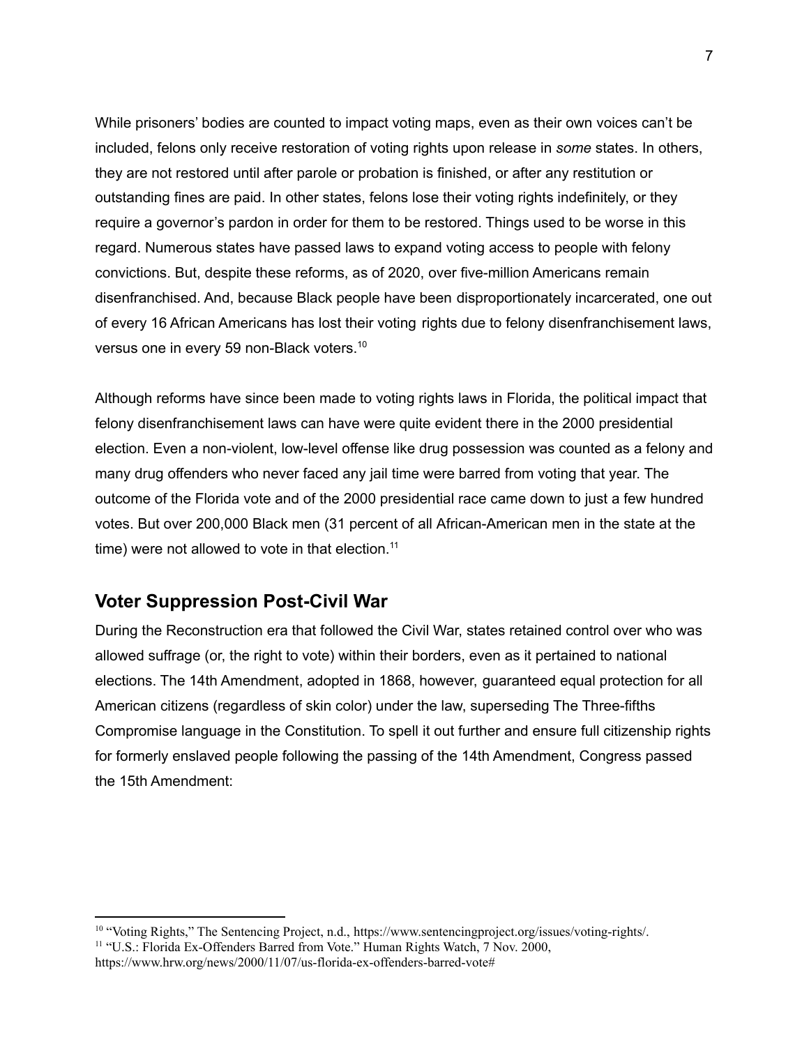While prisoners' bodies are counted to impact voting maps, even as their own voices can't be included, felons only receive restoration of voting rights upon release in *some* states. In others, they are not restored until after parole or probation is finished, or after any restitution or outstanding fines are paid. In other states, felons lose their voting rights indefinitely, or they require a governor's pardon in order for them to be restored. Things used to be worse in this regard. Numerous states have passed laws to expand voting access to people with felony convictions. But, despite these reforms, as of 2020, over five-million Americans remain disenfranchised. And, because Black people have been disproportionately incarcerated, one out of every 16 African Americans has lost their voting rights due to felony disenfranchisement laws, versus one in every 59 non-Black voters.[10]

Although reforms have since been made to voting rights laws in Florida, the political impact that felony disenfranchisement laws can have were quite evident there in the 2000 presidential election. Even a non-violent, low-level offense like drug possession was counted as a felony and many drug offenders who never faced any jail time were barred from voting that year. The outcome of the Florida vote and of the 2000 presidential race came down to just a few hundred votes. But over 200,000 Black men (31 percent of all African-American men in the state at the time) were not allowed to vote in that election.[11]

## Voter Suppression Post-Civil War

During the Reconstruction era that followed the Civil War, states retained control over who was allowed suffrage (or, the right to vote) within their borders, even as it pertained to national elections. The 14th Amendment, adopted in 1868, however, guaranteed equal protection for all American citizens (regardless of skin color) under the law, superseding The Three-fifths Compromise language in the Constitution. To spell it out further and ensure full citizenship rights for formerly enslaved people following the passing of the 14th Amendment, Congress passed the 15th Amendment:

---

[10] "Voting Rights," The Sentencing Project, n.d., https://www.sentencingproject.org/issues/voting-rights/.

[11] "U.S.: Florida Ex-Offenders Barred from Vote." Human Rights Watch, 7 Nov. 2000, https://www.hrw.org/news/2000/11/07/us-florida-ex-offenders-barred-vote#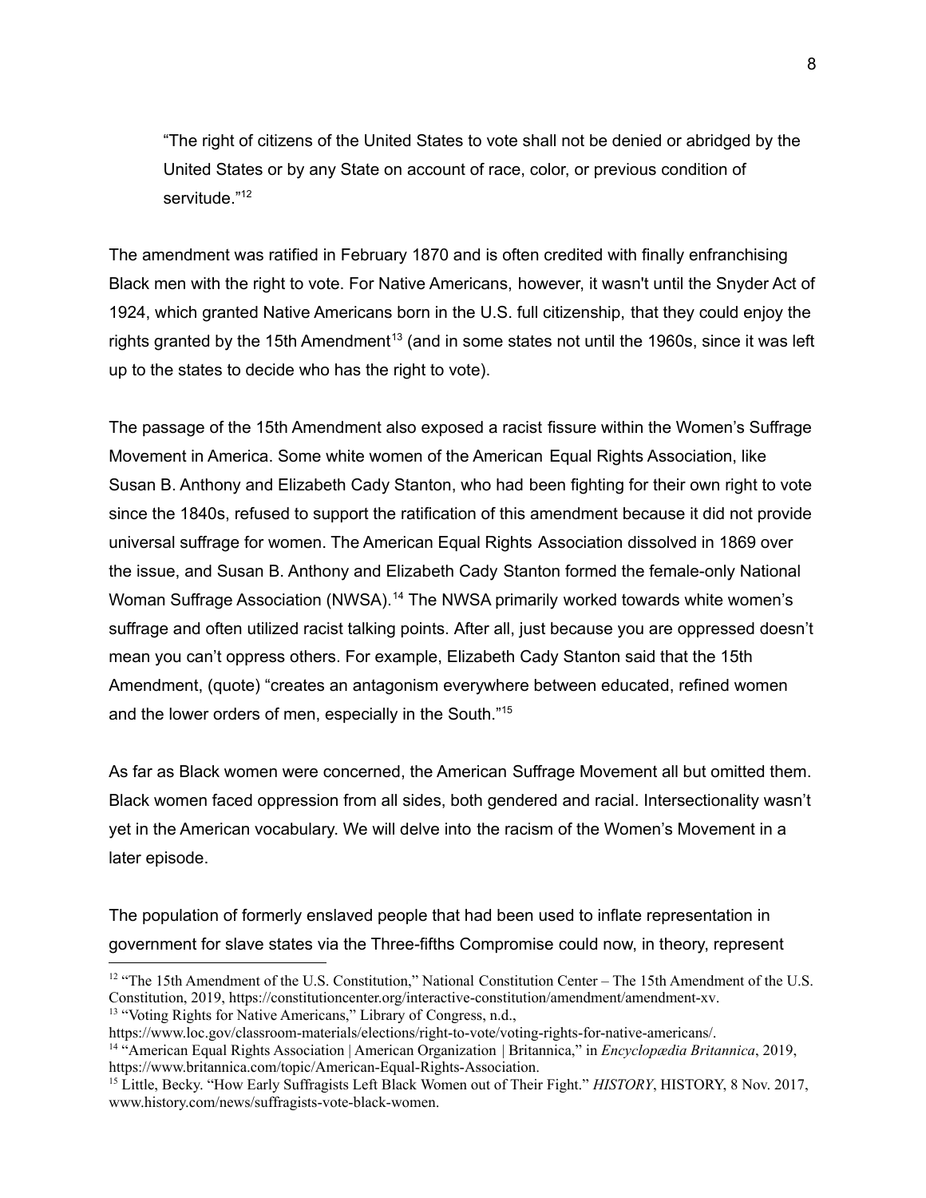> "The right of citizens of the United States to vote shall not be denied or abridged by the United States or by any State on account of race, color, or previous condition of servitude."[12]

The amendment was ratified in February 1870 and is often credited with finally enfranchising Black men with the right to vote. For Native Americans, however, it wasn't until the Snyder Act of 1924, which granted Native Americans born in the U.S. full citizenship, that they could enjoy the rights granted by the 15th Amendment[13] (and in some states not until the 1960s, since it was left up to the states to decide who has the right to vote).

The passage of the 15th Amendment also exposed a racist fissure within the Women's Suffrage Movement in America. Some white women of the American Equal Rights Association, like Susan B. Anthony and Elizabeth Cady Stanton, who had been fighting for their own right to vote since the 1840s, refused to support the ratification of this amendment because it did not provide universal suffrage for women. The American Equal Rights Association dissolved in 1869 over the issue, and Susan B. Anthony and Elizabeth Cady Stanton formed the female-only National Woman Suffrage Association (NWSA).[14] The NWSA primarily worked towards white women's suffrage and often utilized racist talking points. After all, just because you are oppressed doesn't mean you can't oppress others. For example, Elizabeth Cady Stanton said that the 15th Amendment, (quote) "creates an antagonism everywhere between educated, refined women and the lower orders of men, especially in the South."[15]

As far as Black women were concerned, the American Suffrage Movement all but omitted them. Black women faced oppression from all sides, both gendered and racial. Intersectionality wasn't yet in the American vocabulary. We will delve into the racism of the Women's Movement in a later episode.

The population of formerly enslaved people that had been used to inflate representation in government for slave states via the Three-fifths Compromise could now, in theory, represent

---

[12] "The 15th Amendment of the U.S. Constitution," National Constitution Center – The 15th Amendment of the U.S. Constitution, 2019, https://constitutioncenter.org/interactive-constitution/amendment/amendment-xv.

[13] "Voting Rights for Native Americans," Library of Congress, n.d., https://www.loc.gov/classroom-materials/elections/right-to-vote/voting-rights-for-native-americans/.

[14] "American Equal Rights Association | American Organization | Britannica," in *Encyclopædia Britannica*, 2019, https://www.britannica.com/topic/American-Equal-Rights-Association.

[15] Little, Becky. "How Early Suffragists Left Black Women out of Their Fight." *HISTORY*, HISTORY, 8 Nov. 2017, www.history.com/news/suffragists-vote-black-women.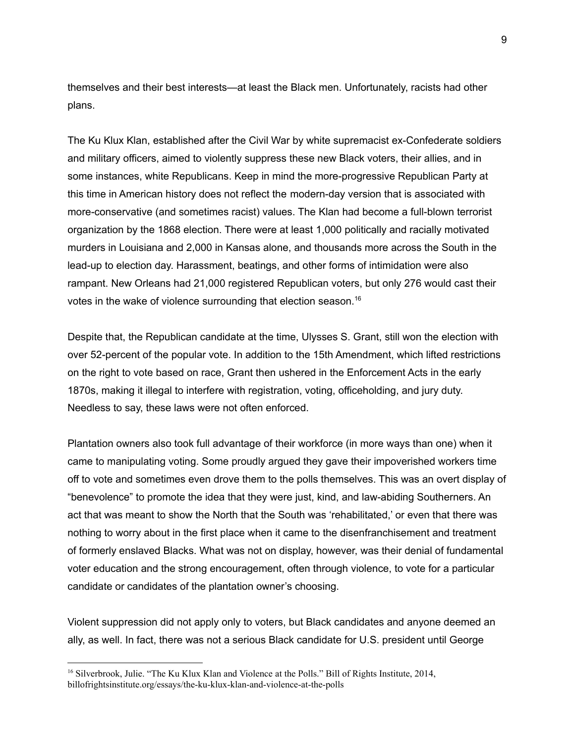themselves and their best interests—at least the Black men. Unfortunately, racists had other plans.

The Ku Klux Klan, established after the Civil War by white supremacist ex-Confederate soldiers and military officers, aimed to violently suppress these new Black voters, their allies, and in some instances, white Republicans. Keep in mind the more-progressive Republican Party at this time in American history does not reflect the modern-day version that is associated with more-conservative (and sometimes racist) values. The Klan had become a full-blown terrorist organization by the 1868 election. There were at least 1,000 politically and racially motivated murders in Louisiana and 2,000 in Kansas alone, and thousands more across the South in the lead-up to election day. Harassment, beatings, and other forms of intimidation were also rampant. New Orleans had 21,000 registered Republican voters, but only 276 would cast their votes in the wake of violence surrounding that election season.[16]

Despite that, the Republican candidate at the time, Ulysses S. Grant, still won the election with over 52-percent of the popular vote. In addition to the 15th Amendment, which lifted restrictions on the right to vote based on race, Grant then ushered in the Enforcement Acts in the early 1870s, making it illegal to interfere with registration, voting, officeholding, and jury duty. Needless to say, these laws were not often enforced.

Plantation owners also took full advantage of their workforce (in more ways than one) when it came to manipulating voting. Some proudly argued they gave their impoverished workers time off to vote and sometimes even drove them to the polls themselves. This was an overt display of "benevolence" to promote the idea that they were just, kind, and law-abiding Southerners. An act that was meant to show the North that the South was 'rehabilitated,' or even that there was nothing to worry about in the first place when it came to the disenfranchisement and treatment of formerly enslaved Blacks. What was not on display, however, was their denial of fundamental voter education and the strong encouragement, often through violence, to vote for a particular candidate or candidates of the plantation owner's choosing.

Violent suppression did not apply only to voters, but Black candidates and anyone deemed an ally, as well. In fact, there was not a serious Black candidate for U.S. president until George

---

[16] Silverbrook, Julie. "The Ku Klux Klan and Violence at the Polls." Bill of Rights Institute, 2014, billofrightsinstitute.org/essays/the-ku-klux-klan-and-violence-at-the-polls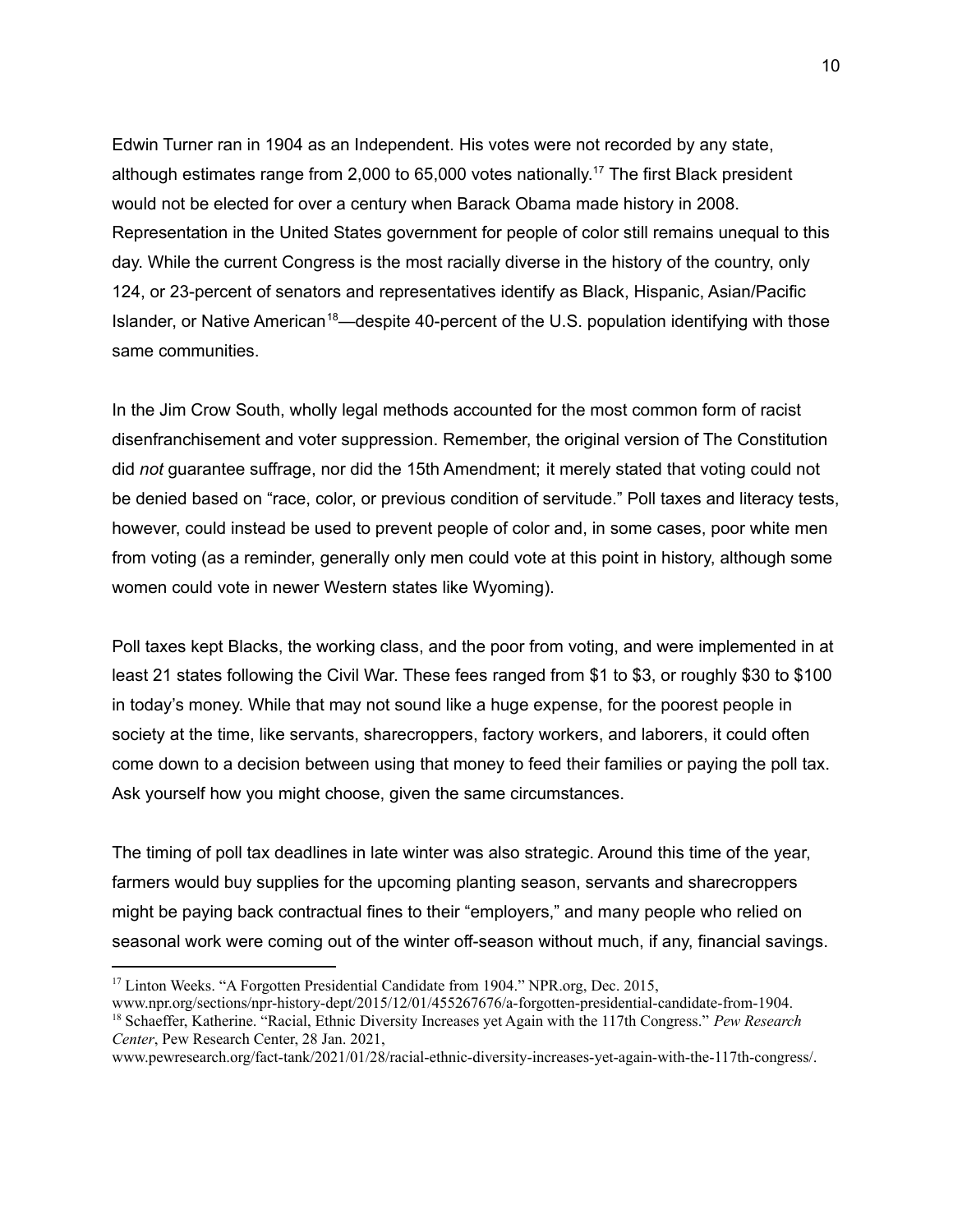Edwin Turner ran in 1904 as an Independent. His votes were not recorded by any state, although estimates range from 2,000 to 65,000 votes nationally.[17] The first Black president would not be elected for over a century when Barack Obama made history in 2008. Representation in the United States government for people of color still remains unequal to this day. While the current Congress is the most racially diverse in the history of the country, only 124, or 23-percent of senators and representatives identify as Black, Hispanic, Asian/Pacific Islander, or Native American[18]—despite 40-percent of the U.S. population identifying with those same communities.

In the Jim Crow South, wholly legal methods accounted for the most common form of racist disenfranchisement and voter suppression. Remember, the original version of The Constitution did *not* guarantee suffrage, nor did the 15th Amendment; it merely stated that voting could not be denied based on "race, color, or previous condition of servitude." Poll taxes and literacy tests, however, could instead be used to prevent people of color and, in some cases, poor white men from voting (as a reminder, generally only men could vote at this point in history, although some women could vote in newer Western states like Wyoming).

Poll taxes kept Blacks, the working class, and the poor from voting, and were implemented in at least 21 states following the Civil War. These fees ranged from $1 to $3, or roughly $30 to $100 in today's money. While that may not sound like a huge expense, for the poorest people in society at the time, like servants, sharecroppers, factory workers, and laborers, it could often come down to a decision between using that money to feed their families or paying the poll tax. Ask yourself how you might choose, given the same circumstances.

The timing of poll tax deadlines in late winter was also strategic. Around this time of the year, farmers would buy supplies for the upcoming planting season, servants and sharecroppers might be paying back contractual fines to their "employers," and many people who relied on seasonal work were coming out of the winter off-season without much, if any, financial savings.

---

[17] Linton Weeks. "A Forgotten Presidential Candidate from 1904." NPR.org, Dec. 2015, www.npr.org/sections/npr-history-dept/2015/12/01/455267676/a-forgotten-presidential-candidate-from-1904.

[18] Schaeffer, Katherine. "Racial, Ethnic Diversity Increases yet Again with the 117th Congress." *Pew Research Center*, Pew Research Center, 28 Jan. 2021, www.pewresearch.org/fact-tank/2021/01/28/racial-ethnic-diversity-increases-yet-again-with-the-117th-congress/.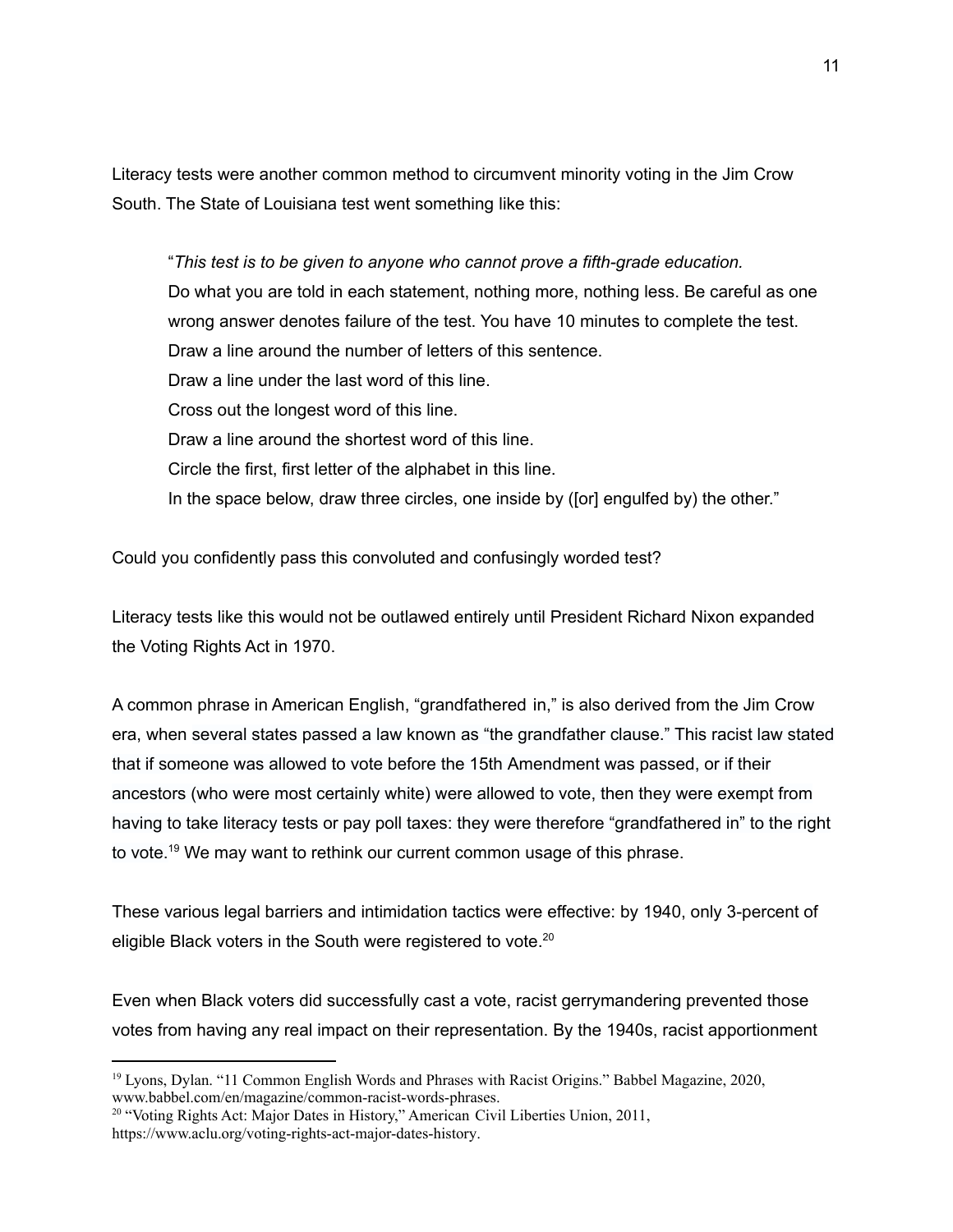Literacy tests were another common method to circumvent minority voting in the Jim Crow South. The State of Louisiana test went something like this:

> "*This test is to be given to anyone who cannot prove a fifth-grade education.*
> Do what you are told in each statement, nothing more, nothing less. Be careful as one wrong answer denotes failure of the test. You have 10 minutes to complete the test.
> Draw a line around the number of letters of this sentence.
> Draw a line under the last word of this line.
> Cross out the longest word of this line.
> Draw a line around the shortest word of this line.
> Circle the first, first letter of the alphabet in this line.
> In the space below, draw three circles, one inside by ([or] engulfed by) the other."

Could you confidently pass this convoluted and confusingly worded test?

Literacy tests like this would not be outlawed entirely until President Richard Nixon expanded the Voting Rights Act in 1970.

A common phrase in American English, "grandfathered in," is also derived from the Jim Crow era, when several states passed a law known as "the grandfather clause." This racist law stated that if someone was allowed to vote before the 15th Amendment was passed, or if their ancestors (who were most certainly white) were allowed to vote, then they were exempt from having to take literacy tests or pay poll taxes: they were therefore "grandfathered in" to the right to vote.[19] We may want to rethink our current common usage of this phrase.

These various legal barriers and intimidation tactics were effective: by 1940, only 3-percent of eligible Black voters in the South were registered to vote.[20]

Even when Black voters did successfully cast a vote, racist gerrymandering prevented those votes from having any real impact on their representation. By the 1940s, racist apportionment

---

[19] Lyons, Dylan. "11 Common English Words and Phrases with Racist Origins." Babbel Magazine, 2020, www.babbel.com/en/magazine/common-racist-words-phrases.

[20] "Voting Rights Act: Major Dates in History," American Civil Liberties Union, 2011, https://www.aclu.org/voting-rights-act-major-dates-history.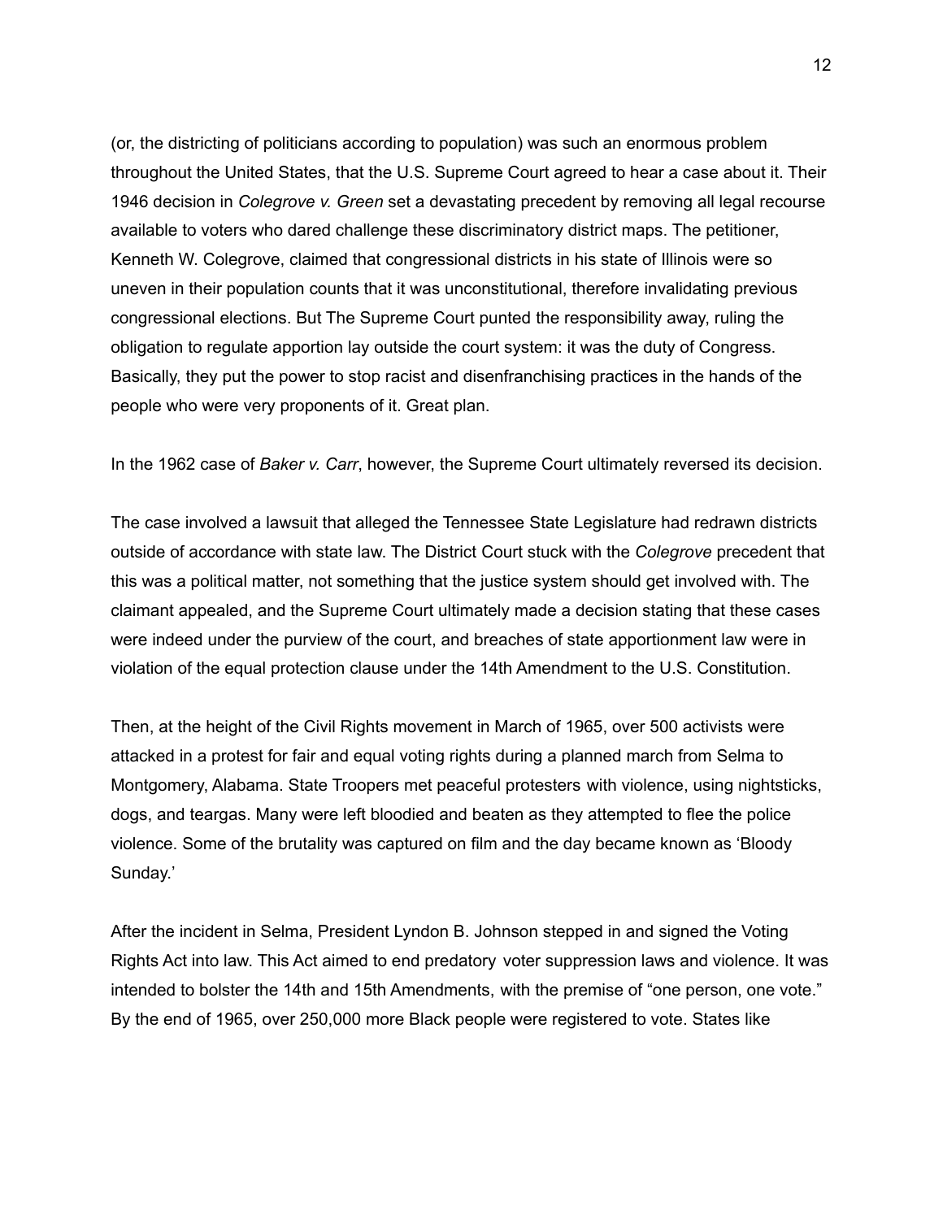(or, the districting of politicians according to population) was such an enormous problem throughout the United States, that the U.S. Supreme Court agreed to hear a case about it. Their 1946 decision in *Colegrove v. Green* set a devastating precedent by removing all legal recourse available to voters who dared challenge these discriminatory district maps. The petitioner, Kenneth W. Colegrove, claimed that congressional districts in his state of Illinois were so uneven in their population counts that it was unconstitutional, therefore invalidating previous congressional elections. But The Supreme Court punted the responsibility away, ruling the obligation to regulate apportion lay outside the court system: it was the duty of Congress. Basically, they put the power to stop racist and disenfranchising practices in the hands of the people who were very proponents of it. Great plan.

In the 1962 case of *Baker v. Carr*, however, the Supreme Court ultimately reversed its decision.

The case involved a lawsuit that alleged the Tennessee State Legislature had redrawn districts outside of accordance with state law. The District Court stuck with the *Colegrove* precedent that this was a political matter, not something that the justice system should get involved with. The claimant appealed, and the Supreme Court ultimately made a decision stating that these cases were indeed under the purview of the court, and breaches of state apportionment law were in violation of the equal protection clause under the 14th Amendment to the U.S. Constitution.

Then, at the height of the Civil Rights movement in March of 1965, over 500 activists were attacked in a protest for fair and equal voting rights during a planned march from Selma to Montgomery, Alabama. State Troopers met peaceful protesters with violence, using nightsticks, dogs, and teargas. Many were left bloodied and beaten as they attempted to flee the police violence. Some of the brutality was captured on film and the day became known as 'Bloody Sunday.'

After the incident in Selma, President Lyndon B. Johnson stepped in and signed the Voting Rights Act into law. This Act aimed to end predatory voter suppression laws and violence. It was intended to bolster the 14th and 15th Amendments, with the premise of "one person, one vote." By the end of 1965, over 250,000 more Black people were registered to vote. States like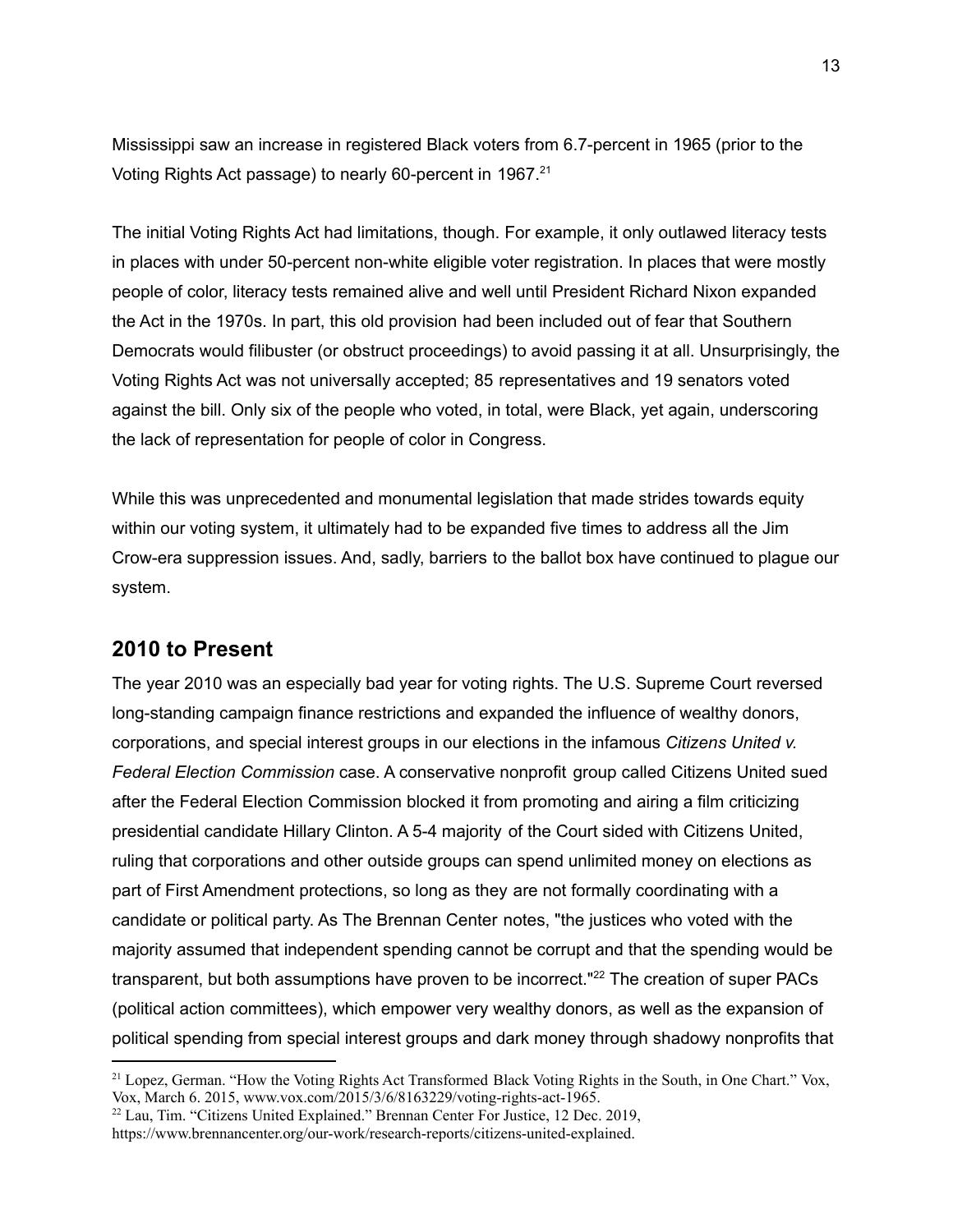Mississippi saw an increase in registered Black voters from 6.7-percent in 1965 (prior to the Voting Rights Act passage) to nearly 60-percent in 1967.[21]

The initial Voting Rights Act had limitations, though. For example, it only outlawed literacy tests in places with under 50-percent non-white eligible voter registration. In places that were mostly people of color, literacy tests remained alive and well until President Richard Nixon expanded the Act in the 1970s. In part, this old provision had been included out of fear that Southern Democrats would filibuster (or obstruct proceedings) to avoid passing it at all. Unsurprisingly, the Voting Rights Act was not universally accepted; 85 representatives and 19 senators voted against the bill. Only six of the people who voted, in total, were Black, yet again, underscoring the lack of representation for people of color in Congress.

While this was unprecedented and monumental legislation that made strides towards equity within our voting system, it ultimately had to be expanded five times to address all the Jim Crow-era suppression issues. And, sadly, barriers to the ballot box have continued to plague our system.

## 2010 to Present

The year 2010 was an especially bad year for voting rights. The U.S. Supreme Court reversed long-standing campaign finance restrictions and expanded the influence of wealthy donors, corporations, and special interest groups in our elections in the infamous *Citizens United v. Federal Election Commission* case. A conservative nonprofit group called Citizens United sued after the Federal Election Commission blocked it from promoting and airing a film criticizing presidential candidate Hillary Clinton. A 5-4 majority of the Court sided with Citizens United, ruling that corporations and other outside groups can spend unlimited money on elections as part of First Amendment protections, so long as they are not formally coordinating with a candidate or political party. As The Brennan Center notes, "the justices who voted with the majority assumed that independent spending cannot be corrupt and that the spending would be transparent, but both assumptions have proven to be incorrect."[22] The creation of super PACs (political action committees), which empower very wealthy donors, as well as the expansion of political spending from special interest groups and dark money through shadowy nonprofits that

[21] Lopez, German. "How the Voting Rights Act Transformed Black Voting Rights in the South, in One Chart." Vox, Vox, March 6. 2015, www.vox.com/2015/3/6/8163229/voting-rights-act-1965.

[22] Lau, Tim. "Citizens United Explained." Brennan Center For Justice, 12 Dec. 2019, https://www.brennancenter.org/our-work/research-reports/citizens-united-explained.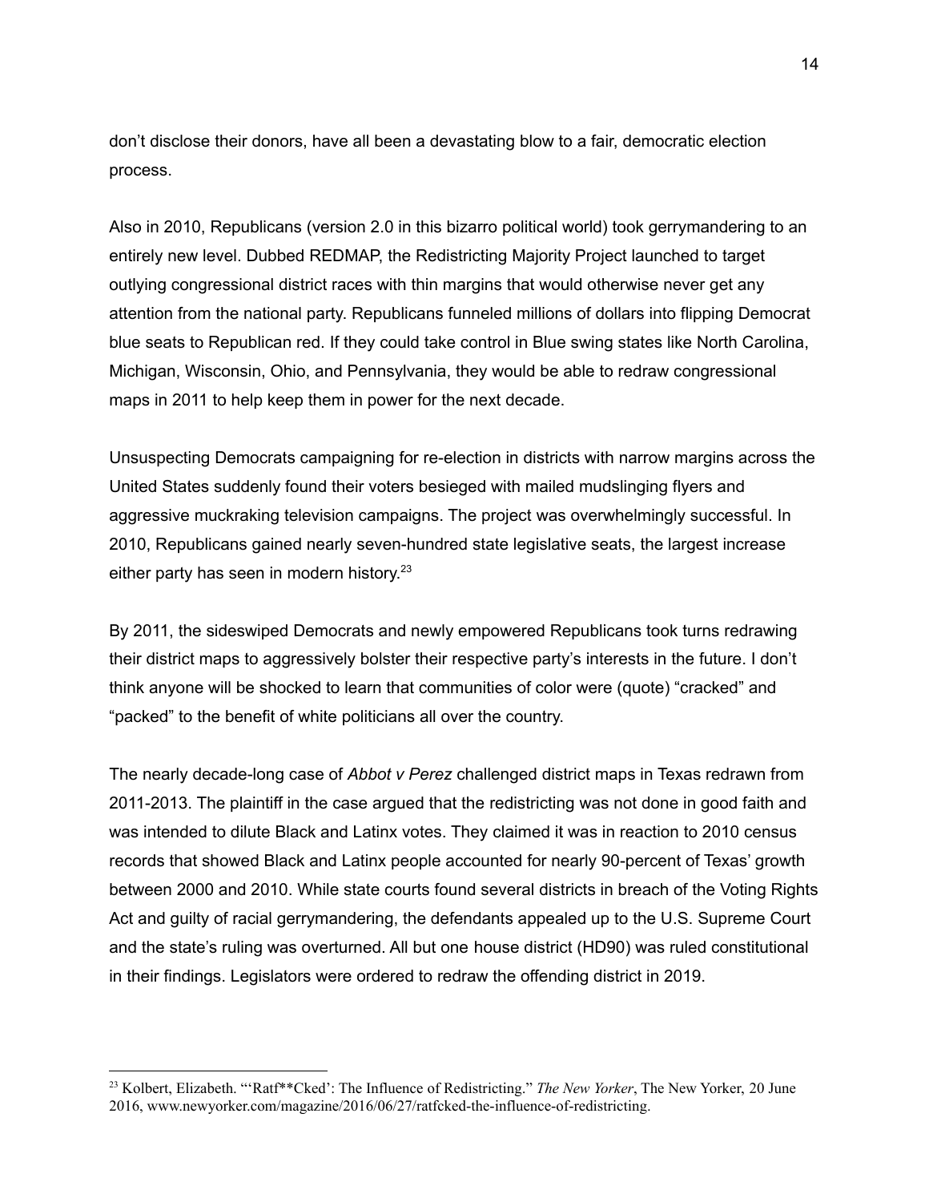don't disclose their donors, have all been a devastating blow to a fair, democratic election process.

Also in 2010, Republicans (version 2.0 in this bizarro political world) took gerrymandering to an entirely new level. Dubbed REDMAP, the Redistricting Majority Project launched to target outlying congressional district races with thin margins that would otherwise never get any attention from the national party. Republicans funneled millions of dollars into flipping Democrat blue seats to Republican red. If they could take control in Blue swing states like North Carolina, Michigan, Wisconsin, Ohio, and Pennsylvania, they would be able to redraw congressional maps in 2011 to help keep them in power for the next decade.

Unsuspecting Democrats campaigning for re-election in districts with narrow margins across the United States suddenly found their voters besieged with mailed mudslinging flyers and aggressive muckraking television campaigns. The project was overwhelmingly successful. In 2010, Republicans gained nearly seven-hundred state legislative seats, the largest increase either party has seen in modern history.[23]

By 2011, the sideswiped Democrats and newly empowered Republicans took turns redrawing their district maps to aggressively bolster their respective party's interests in the future. I don't think anyone will be shocked to learn that communities of color were (quote) "cracked" and "packed" to the benefit of white politicians all over the country.

The nearly decade-long case of *Abbot v Perez* challenged district maps in Texas redrawn from 2011-2013. The plaintiff in the case argued that the redistricting was not done in good faith and was intended to dilute Black and Latinx votes. They claimed it was in reaction to 2010 census records that showed Black and Latinx people accounted for nearly 90-percent of Texas' growth between 2000 and 2010. While state courts found several districts in breach of the Voting Rights Act and guilty of racial gerrymandering, the defendants appealed up to the U.S. Supreme Court and the state's ruling was overturned. All but one house district (HD90) was ruled constitutional in their findings. Legislators were ordered to redraw the offending district in 2019.

---

[23] Kolbert, Elizabeth. "'Ratf**Cked': The Influence of Redistricting." *The New Yorker*, The New Yorker, 20 June 2016, www.newyorker.com/magazine/2016/06/27/ratfcked-the-influence-of-redistricting.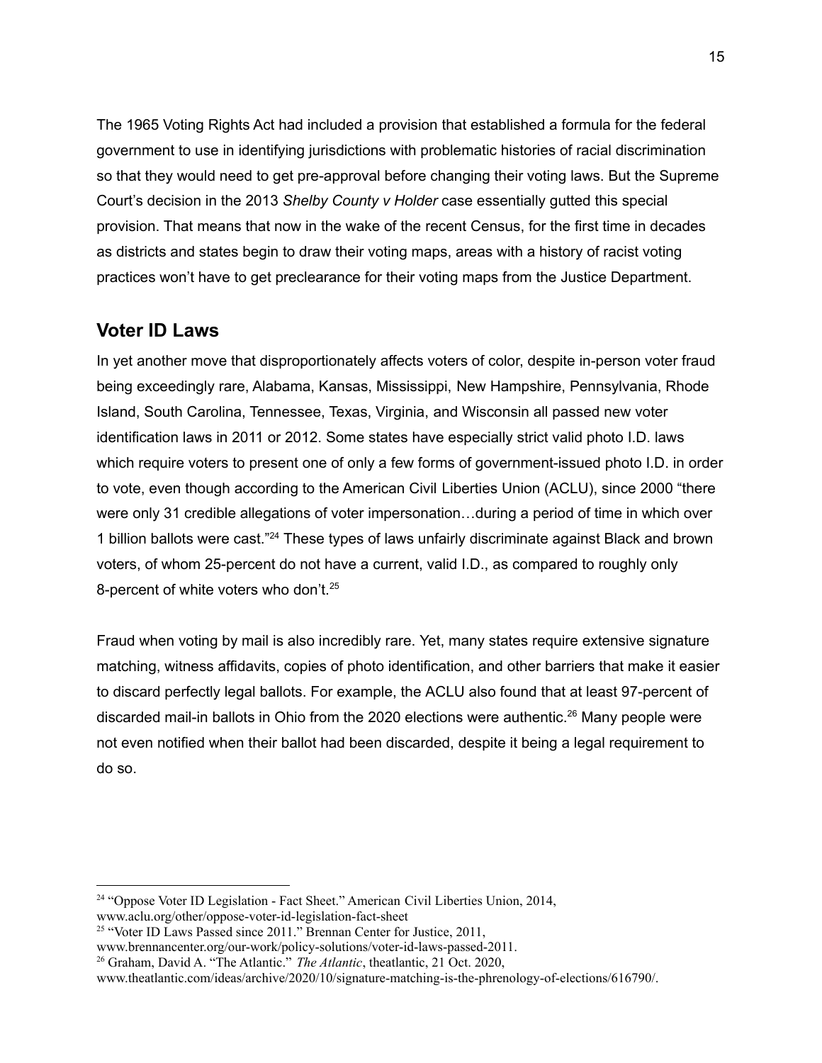The 1965 Voting Rights Act had included a provision that established a formula for the federal government to use in identifying jurisdictions with problematic histories of racial discrimination so that they would need to get pre-approval before changing their voting laws. But the Supreme Court's decision in the 2013 *Shelby County v Holder* case essentially gutted this special provision. That means that now in the wake of the recent Census, for the first time in decades as districts and states begin to draw their voting maps, areas with a history of racist voting practices won't have to get preclearance for their voting maps from the Justice Department.

## Voter ID Laws

In yet another move that disproportionately affects voters of color, despite in-person voter fraud being exceedingly rare, Alabama, Kansas, Mississippi, New Hampshire, Pennsylvania, Rhode Island, South Carolina, Tennessee, Texas, Virginia, and Wisconsin all passed new voter identification laws in 2011 or 2012. Some states have especially strict valid photo I.D. laws which require voters to present one of only a few forms of government-issued photo I.D. in order to vote, even though according to the American Civil Liberties Union (ACLU), since 2000 "there were only 31 credible allegations of voter impersonation…during a period of time in which over 1 billion ballots were cast."[24] These types of laws unfairly discriminate against Black and brown voters, of whom 25-percent do not have a current, valid I.D., as compared to roughly only 8-percent of white voters who don't.[25]

Fraud when voting by mail is also incredibly rare. Yet, many states require extensive signature matching, witness affidavits, copies of photo identification, and other barriers that make it easier to discard perfectly legal ballots. For example, the ACLU also found that at least 97-percent of discarded mail-in ballots in Ohio from the 2020 elections were authentic.[26] Many people were not even notified when their ballot had been discarded, despite it being a legal requirement to do so.

---

[24] "Oppose Voter ID Legislation - Fact Sheet." American Civil Liberties Union, 2014, www.aclu.org/other/oppose-voter-id-legislation-fact-sheet

[25] "Voter ID Laws Passed since 2011." Brennan Center for Justice, 2011, www.brennancenter.org/our-work/policy-solutions/voter-id-laws-passed-2011.

[26] Graham, David A. "The Atlantic." *The Atlantic*, theatlantic, 21 Oct. 2020, www.theatlantic.com/ideas/archive/2020/10/signature-matching-is-the-phrenology-of-elections/616790/.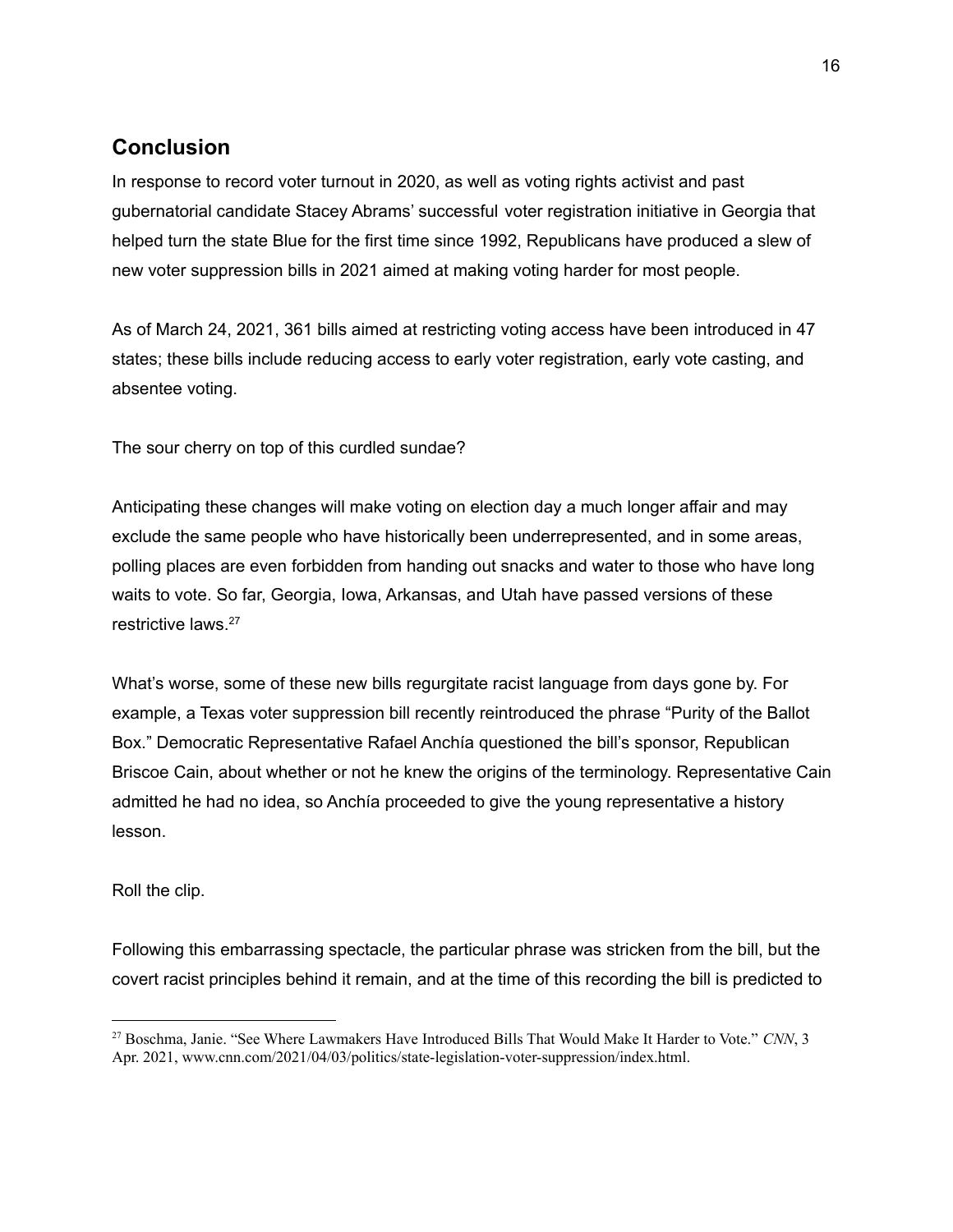## Conclusion

In response to record voter turnout in 2020, as well as voting rights activist and past gubernatorial candidate Stacey Abrams' successful voter registration initiative in Georgia that helped turn the state Blue for the first time since 1992, Republicans have produced a slew of new voter suppression bills in 2021 aimed at making voting harder for most people.

As of March 24, 2021, 361 bills aimed at restricting voting access have been introduced in 47 states; these bills include reducing access to early voter registration, early vote casting, and absentee voting.

The sour cherry on top of this curdled sundae?

Anticipating these changes will make voting on election day a much longer affair and may exclude the same people who have historically been underrepresented, and in some areas, polling places are even forbidden from handing out snacks and water to those who have long waits to vote. So far, Georgia, Iowa, Arkansas, and Utah have passed versions of these restrictive laws.[27]

What's worse, some of these new bills regurgitate racist language from days gone by. For example, a Texas voter suppression bill recently reintroduced the phrase "Purity of the Ballot Box." Democratic Representative Rafael Anchía questioned the bill's sponsor, Republican Briscoe Cain, about whether or not he knew the origins of the terminology. Representative Cain admitted he had no idea, so Anchía proceeded to give the young representative a history lesson.

Roll the clip.

Following this embarrassing spectacle, the particular phrase was stricken from the bill, but the covert racist principles behind it remain, and at the time of this recording the bill is predicted to

---

[27] Boschma, Janie. "See Where Lawmakers Have Introduced Bills That Would Make It Harder to Vote." *CNN*, 3 Apr. 2021, www.cnn.com/2021/04/03/politics/state-legislation-voter-suppression/index.html.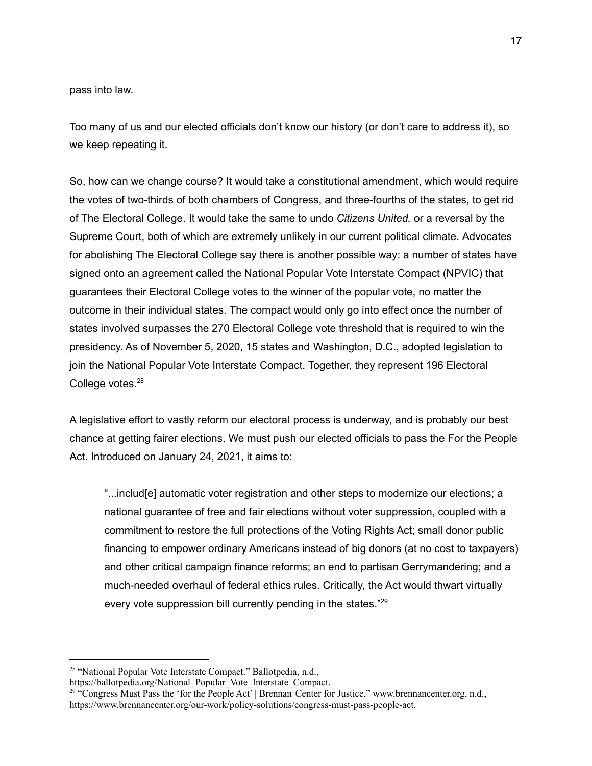pass into law.

Too many of us and our elected officials don't know our history (or don't care to address it), so we keep repeating it.

So, how can we change course? It would take a constitutional amendment, which would require the votes of two-thirds of both chambers of Congress, and three-fourths of the states, to get rid of The Electoral College. It would take the same to undo *Citizens United,* or a reversal by the Supreme Court, both of which are extremely unlikely in our current political climate. Advocates for abolishing The Electoral College say there is another possible way: a number of states have signed onto an agreement called the National Popular Vote Interstate Compact (NPVIC) that guarantees their Electoral College votes to the winner of the popular vote, no matter the outcome in their individual states. The compact would only go into effect once the number of states involved surpasses the 270 Electoral College vote threshold that is required to win the presidency. As of November 5, 2020, 15 states and Washington, D.C., adopted legislation to join the National Popular Vote Interstate Compact. Together, they represent 196 Electoral College votes.[28]

A legislative effort to vastly reform our electoral process is underway, and is probably our best chance at getting fairer elections. We must push our elected officials to pass the For the People Act. Introduced on January 24, 2021, it aims to:

> "...includ[e] automatic voter registration and other steps to modernize our elections; a national guarantee of free and fair elections without voter suppression, coupled with a commitment to restore the full protections of the Voting Rights Act; small donor public financing to empower ordinary Americans instead of big donors (at no cost to taxpayers) and other critical campaign finance reforms; an end to partisan Gerrymandering; and a much-needed overhaul of federal ethics rules. Critically, the Act would thwart virtually every vote suppression bill currently pending in the states."[29]

---

[28] "National Popular Vote Interstate Compact." Ballotpedia, n.d., https://ballotpedia.org/National_Popular_Vote_Interstate_Compact.

[29] "Congress Must Pass the 'for the People Act' | Brennan Center for Justice," www.brennancenter.org, n.d., https://www.brennancenter.org/our-work/policy-solutions/congress-must-pass-people-act.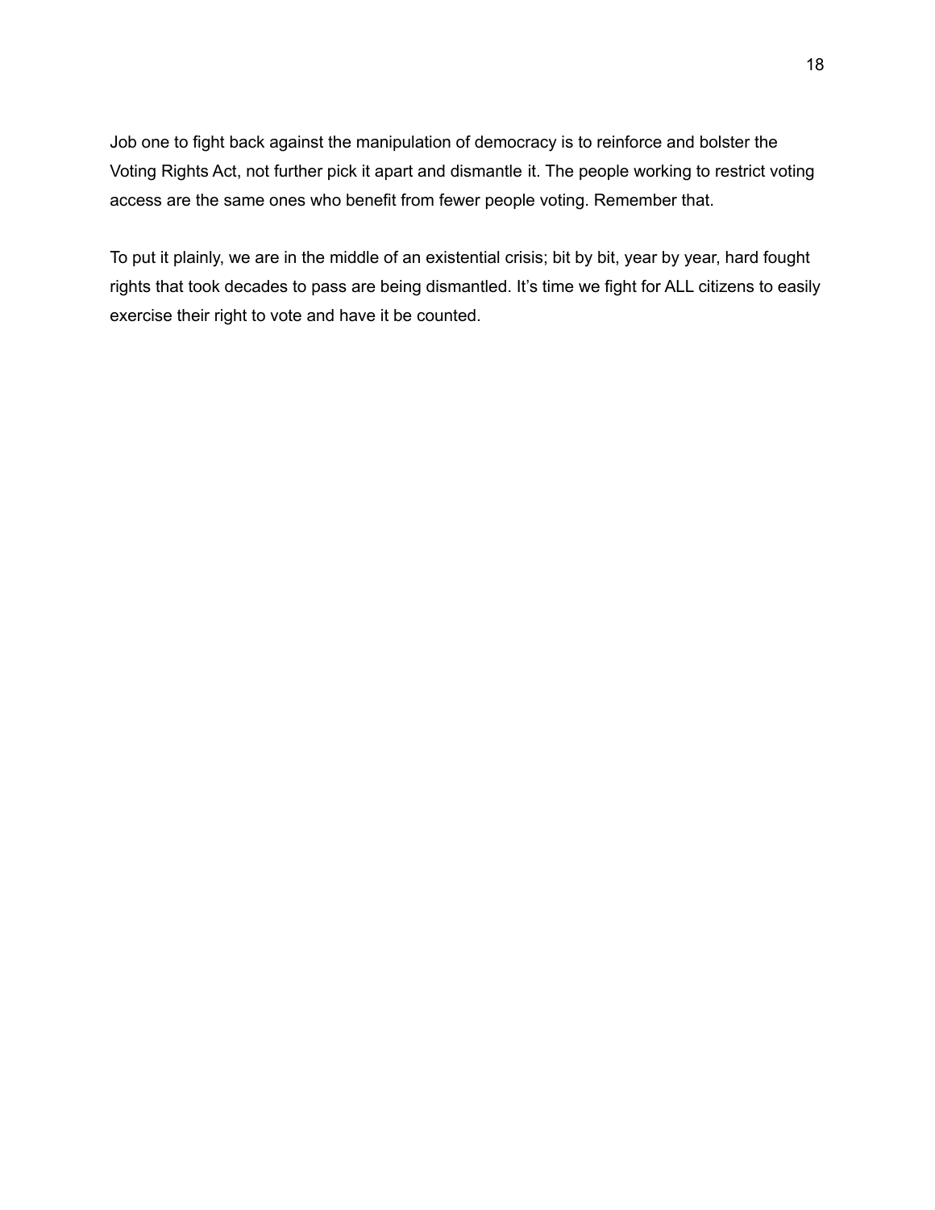Job one to fight back against the manipulation of democracy is to reinforce and bolster the Voting Rights Act, not further pick it apart and dismantle it. The people working to restrict voting access are the same ones who benefit from fewer people voting. Remember that.

To put it plainly, we are in the middle of an existential crisis; bit by bit, year by year, hard fought rights that took decades to pass are being dismantled. It's time we fight for ALL citizens to easily exercise their right to vote and have it be counted.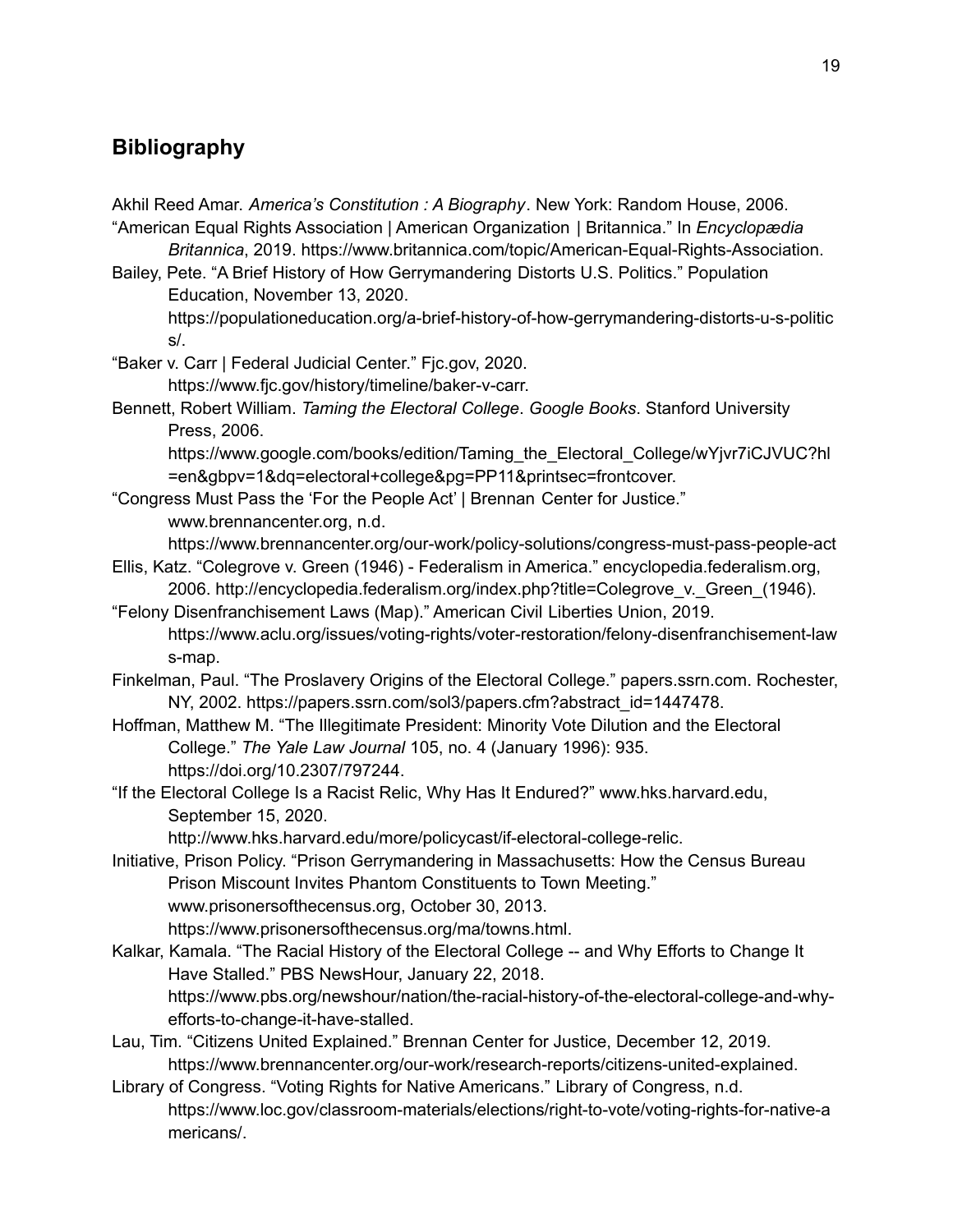## Bibliography

Akhil Reed Amar. *America's Constitution : A Biography*. New York: Random House, 2006.

"American Equal Rights Association | American Organization | Britannica." In *Encyclopædia Britannica*, 2019. https://www.britannica.com/topic/American-Equal-Rights-Association.

Bailey, Pete. "A Brief History of How Gerrymandering Distorts U.S. Politics." Population Education, November 13, 2020. https://populationeducation.org/a-brief-history-of-how-gerrymandering-distorts-u-s-politics/.

"Baker v. Carr | Federal Judicial Center." Fjc.gov, 2020. https://www.fjc.gov/history/timeline/baker-v-carr.

Bennett, Robert William. *Taming the Electoral College*. *Google Books*. Stanford University Press, 2006. https://www.google.com/books/edition/Taming_the_Electoral_College/wYjvr7iCJVUC?hl=en&gbpv=1&dq=electoral+college&pg=PP11&printsec=frontcover.

"Congress Must Pass the 'For the People Act' | Brennan Center for Justice." www.brennancenter.org, n.d. https://www.brennancenter.org/our-work/policy-solutions/congress-must-pass-people-act

Ellis, Katz. "Colegrove v. Green (1946) - Federalism in America." encyclopedia.federalism.org, 2006. http://encyclopedia.federalism.org/index.php?title=Colegrove_v._Green_(1946).

"Felony Disenfranchisement Laws (Map)." American Civil Liberties Union, 2019. https://www.aclu.org/issues/voting-rights/voter-restoration/felony-disenfranchisement-laws-map.

Finkelman, Paul. "The Proslavery Origins of the Electoral College." papers.ssrn.com. Rochester, NY, 2002. https://papers.ssrn.com/sol3/papers.cfm?abstract_id=1447478.

Hoffman, Matthew M. "The Illegitimate President: Minority Vote Dilution and the Electoral College." *The Yale Law Journal* 105, no. 4 (January 1996): 935. https://doi.org/10.2307/797244.

"If the Electoral College Is a Racist Relic, Why Has It Endured?" www.hks.harvard.edu, September 15, 2020. http://www.hks.harvard.edu/more/policycast/if-electoral-college-relic.

Initiative, Prison Policy. "Prison Gerrymandering in Massachusetts: How the Census Bureau Prison Miscount Invites Phantom Constituents to Town Meeting." www.prisonersofthecensus.org, October 30, 2013. https://www.prisonersofthecensus.org/ma/towns.html.

Kalkar, Kamala. "The Racial History of the Electoral College -- and Why Efforts to Change It Have Stalled." PBS NewsHour, January 22, 2018. https://www.pbs.org/newshour/nation/the-racial-history-of-the-electoral-college-and-why-efforts-to-change-it-have-stalled.

Lau, Tim. "Citizens United Explained." Brennan Center for Justice, December 12, 2019. https://www.brennancenter.org/our-work/research-reports/citizens-united-explained.

Library of Congress. "Voting Rights for Native Americans." Library of Congress, n.d. https://www.loc.gov/classroom-materials/elections/right-to-vote/voting-rights-for-native-americans/.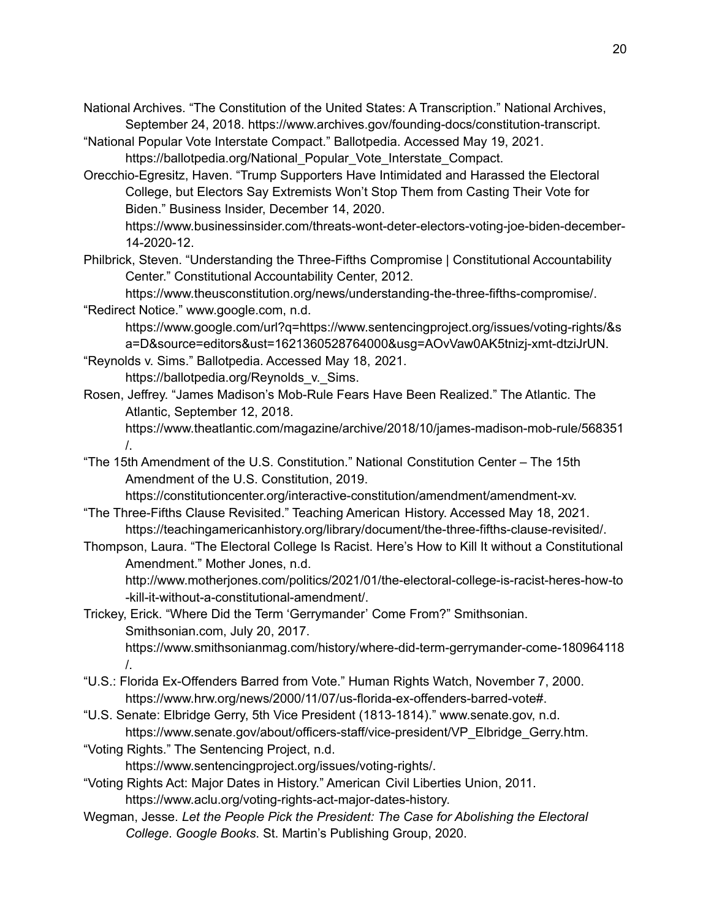National Archives. “The Constitution of the United States: A Transcription.” National Archives, September 24, 2018. https://www.archives.gov/founding-docs/constitution-transcript.

“National Popular Vote Interstate Compact.” Ballotpedia. Accessed May 19, 2021. https://ballotpedia.org/National_Popular_Vote_Interstate_Compact.

Orecchio-Egresitz, Haven. “Trump Supporters Have Intimidated and Harassed the Electoral College, but Electors Say Extremists Won’t Stop Them from Casting Their Vote for Biden.” Business Insider, December 14, 2020. https://www.businessinsider.com/threats-wont-deter-electors-voting-joe-biden-december-14-2020-12.

Philbrick, Steven. “Understanding the Three-Fifths Compromise | Constitutional Accountability Center.” Constitutional Accountability Center, 2012. https://www.theusconstitution.org/news/understanding-the-three-fifths-compromise/.

“Redirect Notice.” www.google.com, n.d. https://www.google.com/url?q=https://www.sentencingproject.org/issues/voting-rights/&sa=D&source=editors&ust=1621360528764000&usg=AOvVaw0AK5tnizj-xmt-dtziJrUN.

“Reynolds v. Sims.” Ballotpedia. Accessed May 18, 2021. https://ballotpedia.org/Reynolds_v._Sims.

Rosen, Jeffrey. “James Madison’s Mob-Rule Fears Have Been Realized.” The Atlantic. The Atlantic, September 12, 2018. https://www.theatlantic.com/magazine/archive/2018/10/james-madison-mob-rule/568351/.

“The 15th Amendment of the U.S. Constitution.” National Constitution Center – The 15th Amendment of the U.S. Constitution, 2019. https://constitutioncenter.org/interactive-constitution/amendment/amendment-xv.

“The Three-Fifths Clause Revisited.” Teaching American History. Accessed May 18, 2021. https://teachingamericanhistory.org/library/document/the-three-fifths-clause-revisited/.

Thompson, Laura. “The Electoral College Is Racist. Here’s How to Kill It without a Constitutional Amendment.” Mother Jones, n.d. http://www.motherjones.com/politics/2021/01/the-electoral-college-is-racist-heres-how-to-kill-it-without-a-constitutional-amendment/.

Trickey, Erick. “Where Did the Term ‘Gerrymander’ Come From?” Smithsonian. Smithsonian.com, July 20, 2017. https://www.smithsonianmag.com/history/where-did-term-gerrymander-come-180964118/.

“U.S.: Florida Ex-Offenders Barred from Vote.” Human Rights Watch, November 7, 2000. https://www.hrw.org/news/2000/11/07/us-florida-ex-offenders-barred-vote#.

“U.S. Senate: Elbridge Gerry, 5th Vice President (1813-1814).” www.senate.gov, n.d. https://www.senate.gov/about/officers-staff/vice-president/VP_Elbridge_Gerry.htm.

“Voting Rights.” The Sentencing Project, n.d. https://www.sentencingproject.org/issues/voting-rights/.

“Voting Rights Act: Major Dates in History.” American Civil Liberties Union, 2011. https://www.aclu.org/voting-rights-act-major-dates-history.

Wegman, Jesse. *Let the People Pick the President: The Case for Abolishing the Electoral College*. *Google Books*. St. Martin’s Publishing Group, 2020.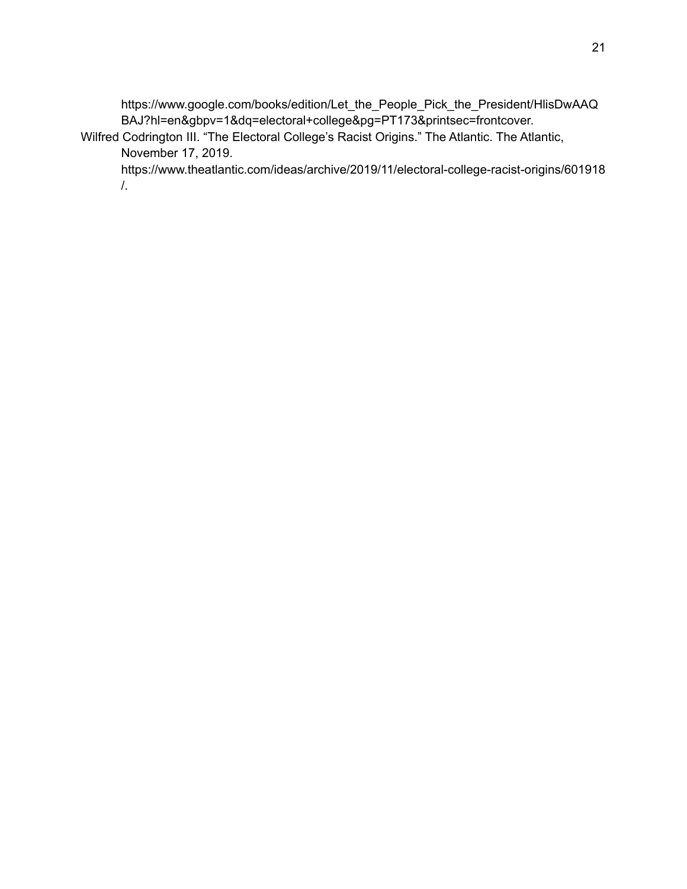https://www.google.com/books/edition/Let_the_People_Pick_the_President/HlisDwAAQBAJ?hl=en&gbpv=1&dq=electoral+college&pg=PT173&printsec=frontcover.

Wilfred Codrington III. "The Electoral College's Racist Origins." The Atlantic. The Atlantic, November 17, 2019. https://www.theatlantic.com/ideas/archive/2019/11/electoral-college-racist-origins/601918/.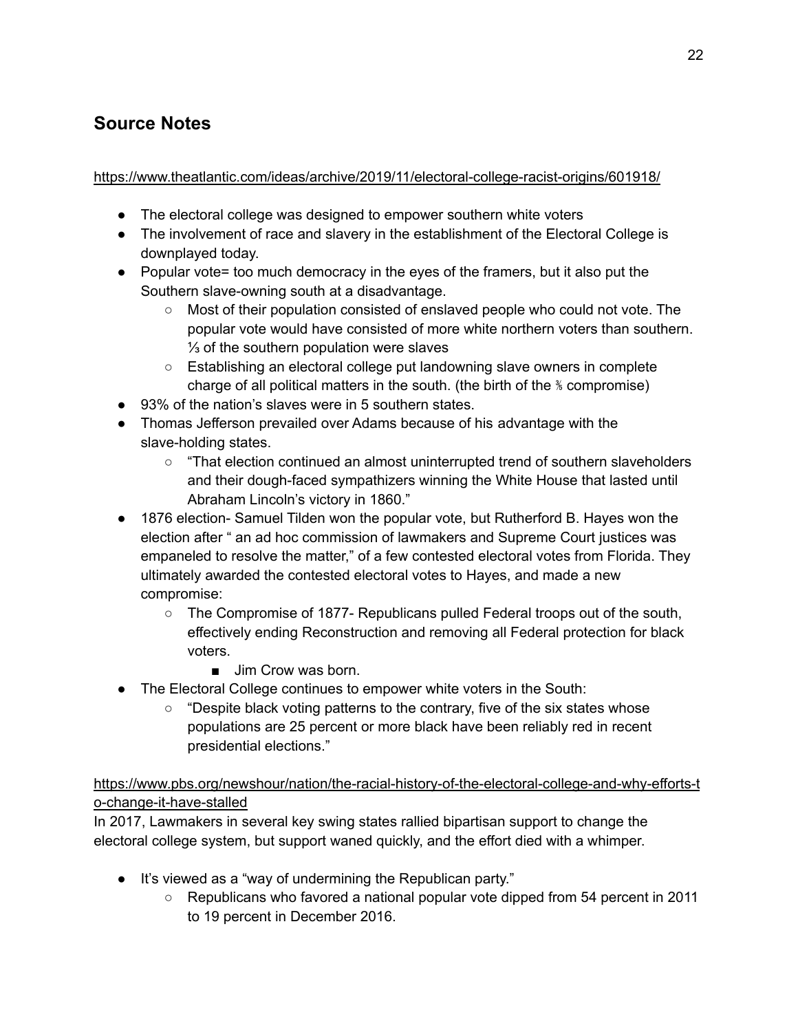## Source Notes

https://www.theatlantic.com/ideas/archive/2019/11/electoral-college-racist-origins/601918/

- The electoral college was designed to empower southern white voters
- The involvement of race and slavery in the establishment of the Electoral College is downplayed today.
- Popular vote= too much democracy in the eyes of the framers, but it also put the Southern slave-owning south at a disadvantage.
  - Most of their population consisted of enslaved people who could not vote. The popular vote would have consisted of more white northern voters than southern. ⅓ of the southern population were slaves
  - Establishing an electoral college put landowning slave owners in complete charge of all political matters in the south. (the birth of the ⅗ compromise)
- 93% of the nation's slaves were in 5 southern states.
- Thomas Jefferson prevailed over Adams because of his advantage with the slave-holding states.
  - "That election continued an almost uninterrupted trend of southern slaveholders and their dough-faced sympathizers winning the White House that lasted until Abraham Lincoln's victory in 1860."
- 1876 election- Samuel Tilden won the popular vote, but Rutherford B. Hayes won the election after " an ad hoc commission of lawmakers and Supreme Court justices was empaneled to resolve the matter," of a few contested electoral votes from Florida. They ultimately awarded the contested electoral votes to Hayes, and made a new compromise:
  - The Compromise of 1877- Republicans pulled Federal troops out of the south, effectively ending Reconstruction and removing all Federal protection for black voters.
    - Jim Crow was born.
- The Electoral College continues to empower white voters in the South:
  - "Despite black voting patterns to the contrary, five of the six states whose populations are 25 percent or more black have been reliably red in recent presidential elections."

https://www.pbs.org/newshour/nation/the-racial-history-of-the-electoral-college-and-why-efforts-to-change-it-have-stalled

In 2017, Lawmakers in several key swing states rallied bipartisan support to change the electoral college system, but support waned quickly, and the effort died with a whimper.

- It's viewed as a "way of undermining the Republican party."
  - Republicans who favored a national popular vote dipped from 54 percent in 2011 to 19 percent in December 2016.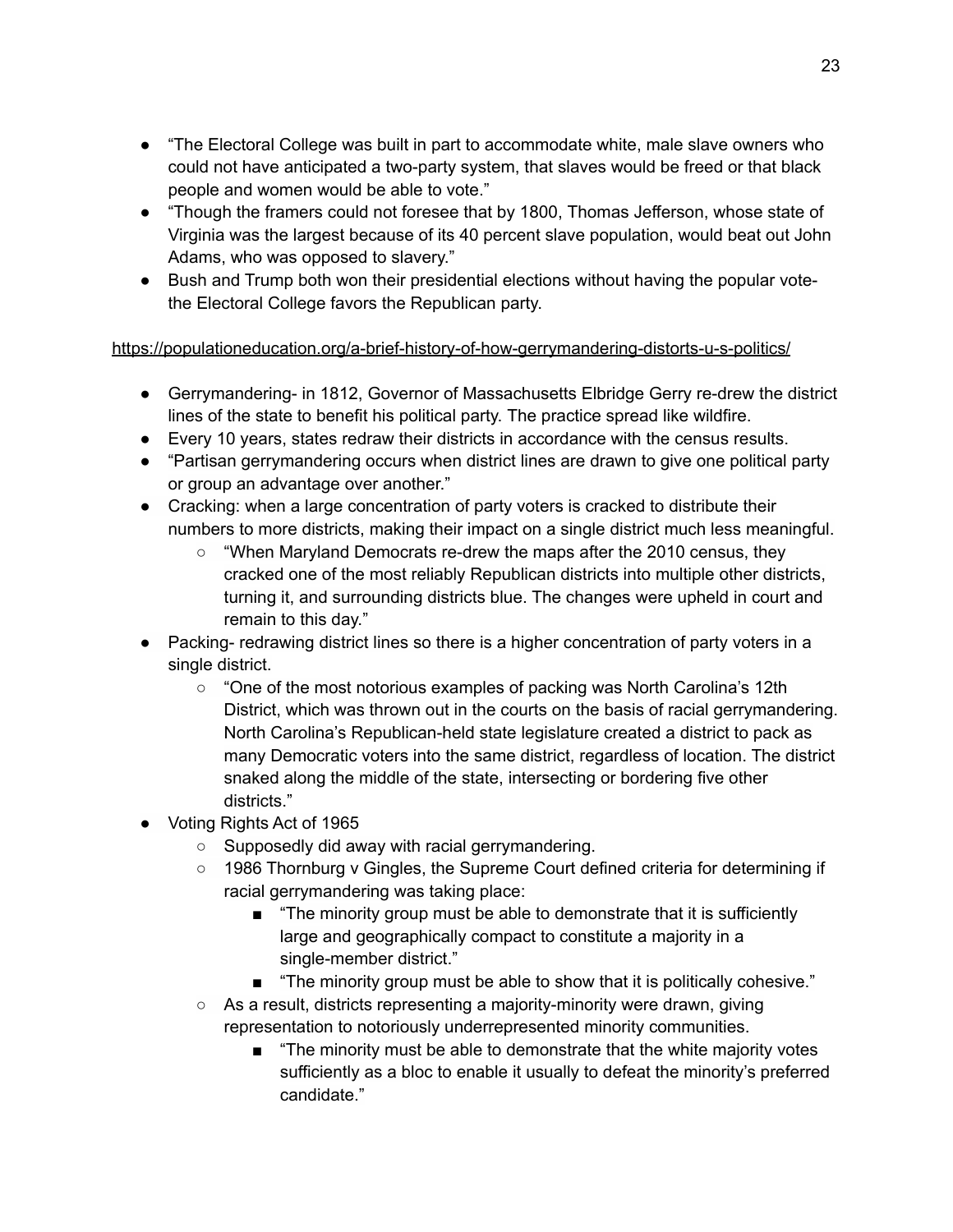- "The Electoral College was built in part to accommodate white, male slave owners who could not have anticipated a two-party system, that slaves would be freed or that black people and women would be able to vote."
- "Though the framers could not foresee that by 1800, Thomas Jefferson, whose state of Virginia was the largest because of its 40 percent slave population, would beat out John Adams, who was opposed to slavery."
- Bush and Trump both won their presidential elections without having the popular vote- the Electoral College favors the Republican party.

https://populationeducation.org/a-brief-history-of-how-gerrymandering-distorts-u-s-politics/

- Gerrymandering- in 1812, Governor of Massachusetts Elbridge Gerry re-drew the district lines of the state to benefit his political party. The practice spread like wildfire.
- Every 10 years, states redraw their districts in accordance with the census results.
- "Partisan gerrymandering occurs when district lines are drawn to give one political party or group an advantage over another."
- Cracking: when a large concentration of party voters is cracked to distribute their numbers to more districts, making their impact on a single district much less meaningful.
  - "When Maryland Democrats re-drew the maps after the 2010 census, they cracked one of the most reliably Republican districts into multiple other districts, turning it, and surrounding districts blue. The changes were upheld in court and remain to this day."
- Packing- redrawing district lines so there is a higher concentration of party voters in a single district.
  - "One of the most notorious examples of packing was North Carolina's 12th District, which was thrown out in the courts on the basis of racial gerrymandering. North Carolina's Republican-held state legislature created a district to pack as many Democratic voters into the same district, regardless of location. The district snaked along the middle of the state, intersecting or bordering five other districts."
- Voting Rights Act of 1965
  - Supposedly did away with racial gerrymandering.
  - 1986 Thornburg v Gingles, the Supreme Court defined criteria for determining if racial gerrymandering was taking place:
    - "The minority group must be able to demonstrate that it is sufficiently large and geographically compact to constitute a majority in a single-member district."
    - "The minority group must be able to show that it is politically cohesive."
  - As a result, districts representing a majority-minority were drawn, giving representation to notoriously underrepresented minority communities.
    - "The minority must be able to demonstrate that the white majority votes sufficiently as a bloc to enable it usually to defeat the minority's preferred candidate."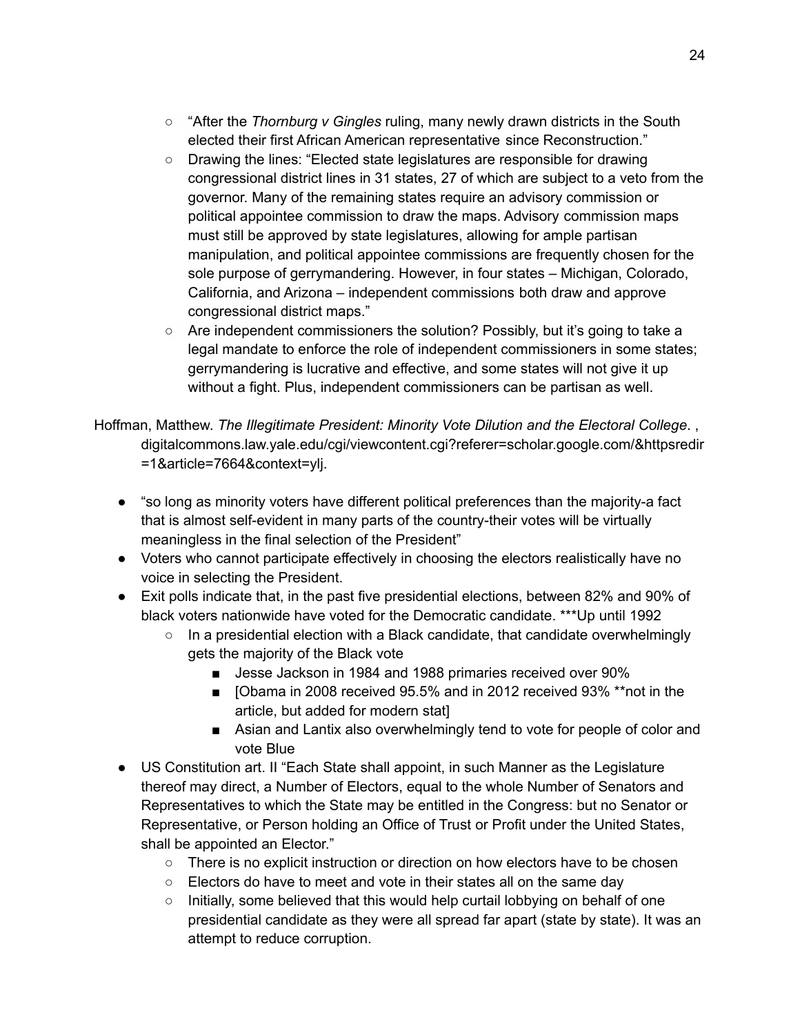- "After the *Thornburg v Gingles* ruling, many newly drawn districts in the South elected their first African American representative since Reconstruction."
    - Drawing the lines: "Elected state legislatures are responsible for drawing congressional district lines in 31 states, 27 of which are subject to a veto from the governor. Many of the remaining states require an advisory commission or political appointee commission to draw the maps. Advisory commission maps must still be approved by state legislatures, allowing for ample partisan manipulation, and political appointee commissions are frequently chosen for the sole purpose of gerrymandering. However, in four states – Michigan, Colorado, California, and Arizona – independent commissions both draw and approve congressional district maps."
    - Are independent commissioners the solution? Possibly, but it's going to take a legal mandate to enforce the role of independent commissioners in some states; gerrymandering is lucrative and effective, and some states will not give it up without a fight. Plus, independent commissioners can be partisan as well.

Hoffman, Matthew. *The Illegitimate President: Minority Vote Dilution and the Electoral College*. , digitalcommons.law.yale.edu/cgi/viewcontent.cgi?referer=scholar.google.com/&httpsredir=1&article=7664&context=ylj.

- "so long as minority voters have different political preferences than the majority-a fact that is almost self-evident in many parts of the country-their votes will be virtually meaningless in the final selection of the President"
- Voters who cannot participate effectively in choosing the electors realistically have no voice in selecting the President.
- Exit polls indicate that, in the past five presidential elections, between 82% and 90% of black voters nationwide have voted for the Democratic candidate. ***Up until 1992
    - In a presidential election with a Black candidate, that candidate overwhelmingly gets the majority of the Black vote
        - Jesse Jackson in 1984 and 1988 primaries received over 90%
        - [Obama in 2008 received 95.5% and in 2012 received 93% **not in the article, but added for modern stat]
        - Asian and Lantix also overwhelmingly tend to vote for people of color and vote Blue
- US Constitution art. II "Each State shall appoint, in such Manner as the Legislature thereof may direct, a Number of Electors, equal to the whole Number of Senators and Representatives to which the State may be entitled in the Congress: but no Senator or Representative, or Person holding an Office of Trust or Profit under the United States, shall be appointed an Elector."
    - There is no explicit instruction or direction on how electors have to be chosen
    - Electors do have to meet and vote in their states all on the same day
    - Initially, some believed that this would help curtail lobbying on behalf of one presidential candidate as they were all spread far apart (state by state). It was an attempt to reduce corruption.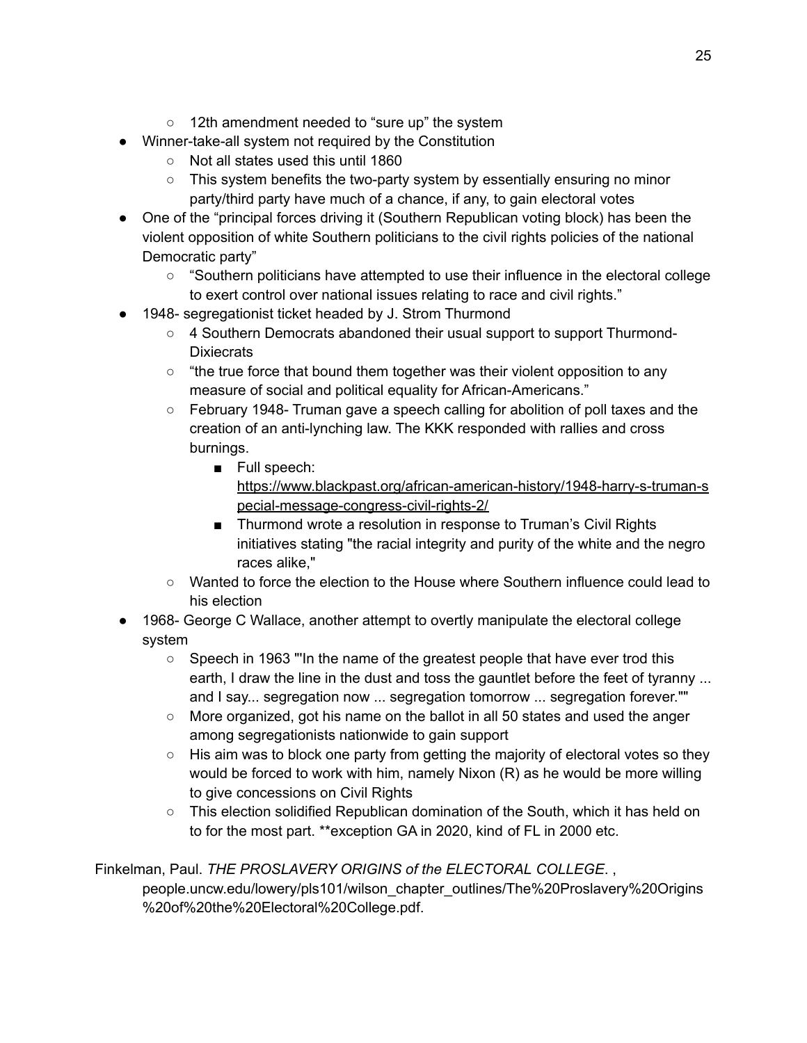- 12th amendment needed to "sure up" the system
- Winner-take-all system not required by the Constitution
    - Not all states used this until 1860
    - This system benefits the two-party system by essentially ensuring no minor party/third party have much of a chance, if any, to gain electoral votes
- One of the "principal forces driving it (Southern Republican voting block) has been the violent opposition of white Southern politicians to the civil rights policies of the national Democratic party"
    - "Southern politicians have attempted to use their influence in the electoral college to exert control over national issues relating to race and civil rights."
- 1948- segregationist ticket headed by J. Strom Thurmond
    - 4 Southern Democrats abandoned their usual support to support Thurmond- Dixiecrats
    - "the true force that bound them together was their violent opposition to any measure of social and political equality for African-Americans."
    - February 1948- Truman gave a speech calling for abolition of poll taxes and the creation of an anti-lynching law. The KKK responded with rallies and cross burnings.
        - Full speech: https://www.blackpast.org/african-american-history/1948-harry-s-truman-special-message-congress-civil-rights-2/
        - Thurmond wrote a resolution in response to Truman's Civil Rights initiatives stating "the racial integrity and purity of the white and the negro races alike,"
    - Wanted to force the election to the House where Southern influence could lead to his election
- 1968- George C Wallace, another attempt to overtly manipulate the electoral college system
    - Speech in 1963 ""In the name of the greatest people that have ever trod this earth, I draw the line in the dust and toss the gauntlet before the feet of tyranny ... and I say... segregation now ... segregation tomorrow ... segregation forever.""
    - More organized, got his name on the ballot in all 50 states and used the anger among segregationists nationwide to gain support
    - His aim was to block one party from getting the majority of electoral votes so they would be forced to work with him, namely Nixon (R) as he would be more willing to give concessions on Civil Rights
    - This election solidified Republican domination of the South, which it has held on to for the most part. **exception GA in 2020, kind of FL in 2000 etc.

Finkelman, Paul. *THE PROSLAVERY ORIGINS of the ELECTORAL COLLEGE*. , people.uncw.edu/lowery/pls101/wilson_chapter_outlines/The%20Proslavery%20Origins%20of%20the%20Electoral%20College.pdf.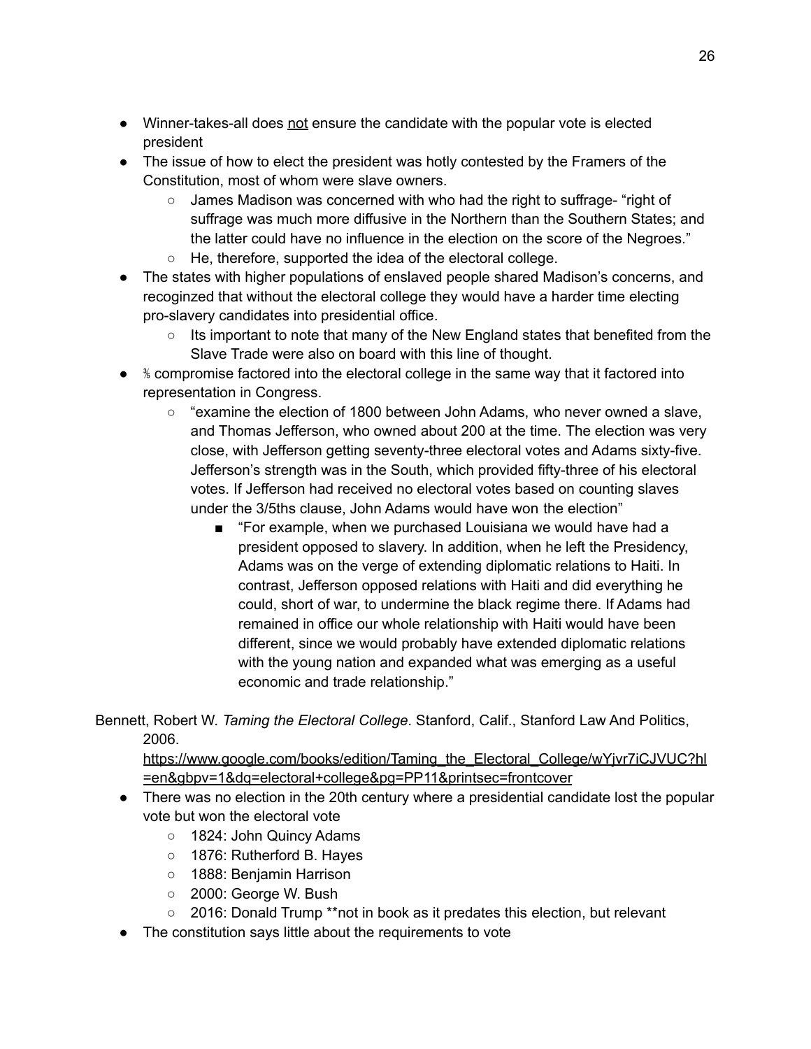- Winner-takes-all does <u>not</u> ensure the candidate with the popular vote is elected president
- The issue of how to elect the president was hotly contested by the Framers of the Constitution, most of whom were slave owners.
    - James Madison was concerned with who had the right to suffrage- "right of suffrage was much more diffusive in the Northern than the Southern States; and the latter could have no influence in the election on the score of the Negroes."
    - He, therefore, supported the idea of the electoral college.
- The states with higher populations of enslaved people shared Madison's concerns, and recoginzed that without the electoral college they would have a harder time electing pro-slavery candidates into presidential office.
    - Its important to note that many of the New England states that benefited from the Slave Trade were also on board with this line of thought.
- ⅗ compromise factored into the electoral college in the same way that it factored into representation in Congress.
    - "examine the election of 1800 between John Adams, who never owned a slave, and Thomas Jefferson, who owned about 200 at the time. The election was very close, with Jefferson getting seventy-three electoral votes and Adams sixty-five. Jefferson's strength was in the South, which provided fifty-three of his electoral votes. If Jefferson had received no electoral votes based on counting slaves under the 3/5ths clause, John Adams would have won the election"
        - "For example, when we purchased Louisiana we would have had a president opposed to slavery. In addition, when he left the Presidency, Adams was on the verge of extending diplomatic relations to Haiti. In contrast, Jefferson opposed relations with Haiti and did everything he could, short of war, to undermine the black regime there. If Adams had remained in office our whole relationship with Haiti would have been different, since we would probably have extended diplomatic relations with the young nation and expanded what was emerging as a useful economic and trade relationship."

Bennett, Robert W. *Taming the Electoral College*. Stanford, Calif., Stanford Law And Politics, 2006. https://www.google.com/books/edition/Taming_the_Electoral_College/wYjvr7iCJVUC?hl=en&gbpv=1&dq=electoral+college&pg=PP11&printsec=frontcover

- There was no election in the 20th century where a presidential candidate lost the popular vote but won the electoral vote
    - 1824: John Quincy Adams
    - 1876: Rutherford B. Hayes
    - 1888: Benjamin Harrison
    - 2000: George W. Bush
    - 2016: Donald Trump **not in book as it predates this election, but relevant
- The constitution says little about the requirements to vote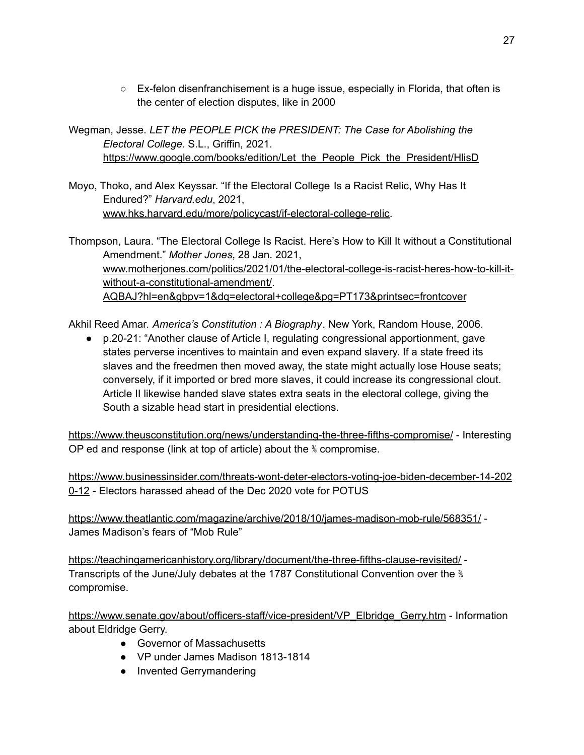- Ex-felon disenfranchisement is a huge issue, especially in Florida, that often is the center of election disputes, like in 2000

Wegman, Jesse. *LET the PEOPLE PICK the PRESIDENT: The Case for Abolishing the Electoral College.* S.L., Griffin, 2021. https://www.google.com/books/edition/Let_the_People_Pick_the_President/HlisD

Moyo, Thoko, and Alex Keyssar. "If the Electoral College Is a Racist Relic, Why Has It Endured?" *Harvard.edu*, 2021, www.hks.harvard.edu/more/policycast/if-electoral-college-relic.

Thompson, Laura. "The Electoral College Is Racist. Here's How to Kill It without a Constitutional Amendment." *Mother Jones*, 28 Jan. 2021, www.motherjones.com/politics/2021/01/the-electoral-college-is-racist-heres-how-to-kill-it-without-a-constitutional-amendment/. AQBAJ?hl=en&gbpv=1&dq=electoral+college&pg=PT173&printsec=frontcover

Akhil Reed Amar. *America's Constitution : A Biography*. New York, Random House, 2006.

- p.20-21: "Another clause of Article I, regulating congressional apportionment, gave states perverse incentives to maintain and even expand slavery. If a state freed its slaves and the freedmen then moved away, the state might actually lose House seats; conversely, if it imported or bred more slaves, it could increase its congressional clout. Article II likewise handed slave states extra seats in the electoral college, giving the South a sizable head start in presidential elections.

https://www.theusconstitution.org/news/understanding-the-three-fifths-compromise/ - Interesting OP ed and response (link at top of article) about the ⅗ compromise.

https://www.businessinsider.com/threats-wont-deter-electors-voting-joe-biden-december-14-2020-12 - Electors harassed ahead of the Dec 2020 vote for POTUS

https://www.theatlantic.com/magazine/archive/2018/10/james-madison-mob-rule/568351/ - James Madison's fears of "Mob Rule"

https://teachingamericanhistory.org/library/document/the-three-fifths-clause-revisited/ - Transcripts of the June/July debates at the 1787 Constitutional Convention over the ⅗ compromise.

https://www.senate.gov/about/officers-staff/vice-president/VP_Elbridge_Gerry.htm - Information about Eldridge Gerry.

- Governor of Massachusetts
- VP under James Madison 1813-1814
- Invented Gerrymandering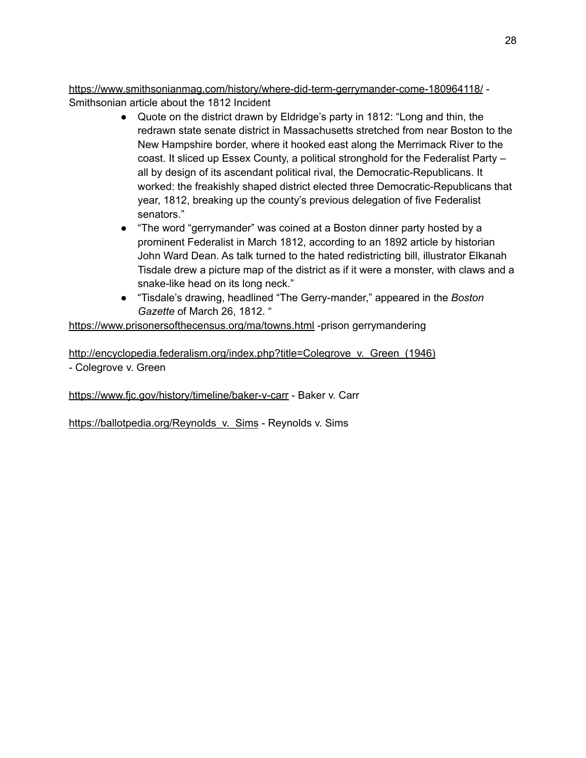https://www.smithsonianmag.com/history/where-did-term-gerrymander-come-180964118/ - Smithsonian article about the 1812 Incident

- Quote on the district drawn by Eldridge's party in 1812: "Long and thin, the redrawn state senate district in Massachusetts stretched from near Boston to the New Hampshire border, where it hooked east along the Merrimack River to the coast. It sliced up Essex County, a political stronghold for the Federalist Party – all by design of its ascendant political rival, the Democratic-Republicans. It worked: the freakishly shaped district elected three Democratic-Republicans that year, 1812, breaking up the county's previous delegation of five Federalist senators."
- "The word "gerrymander" was coined at a Boston dinner party hosted by a prominent Federalist in March 1812, according to an 1892 article by historian John Ward Dean. As talk turned to the hated redistricting bill, illustrator Elkanah Tisdale drew a picture map of the district as if it were a monster, with claws and a snake-like head on its long neck."
- "Tisdale's drawing, headlined "The Gerry-mander," appeared in the *Boston Gazette* of March 26, 1812. "

https://www.prisonersofthecensus.org/ma/towns.html -prison gerrymandering

http://encyclopedia.federalism.org/index.php?title=Colegrove_v._Green_(1946) - Colegrove v. Green

https://www.fjc.gov/history/timeline/baker-v-carr - Baker v. Carr

https://ballotpedia.org/Reynolds_v._Sims - Reynolds v. Sims